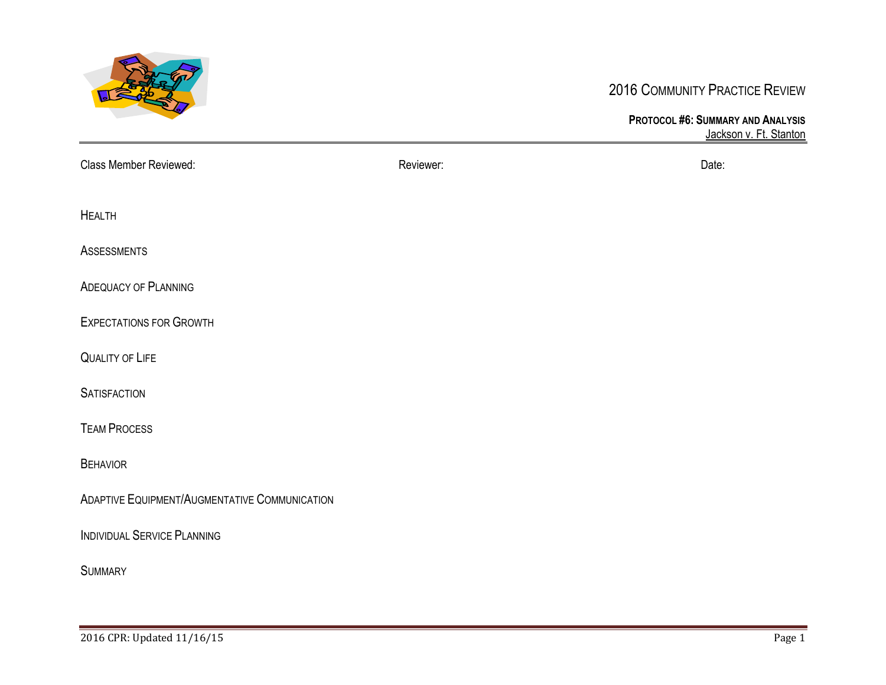# 2016 Community Practice Review

## Protocol #6: Summary and Analysis

Jackson v. Ft. Stanton

Class Member Reviewed: Reviewer: Date:

### Health

### Assessments

### Adequacy of Planning

### Expectations for Growth

### Quality of Life

### Satisfaction

### Team Process

### Behavior

### Adaptive Equipment/Augmentative Communication

### Individual Service Planning

### Summary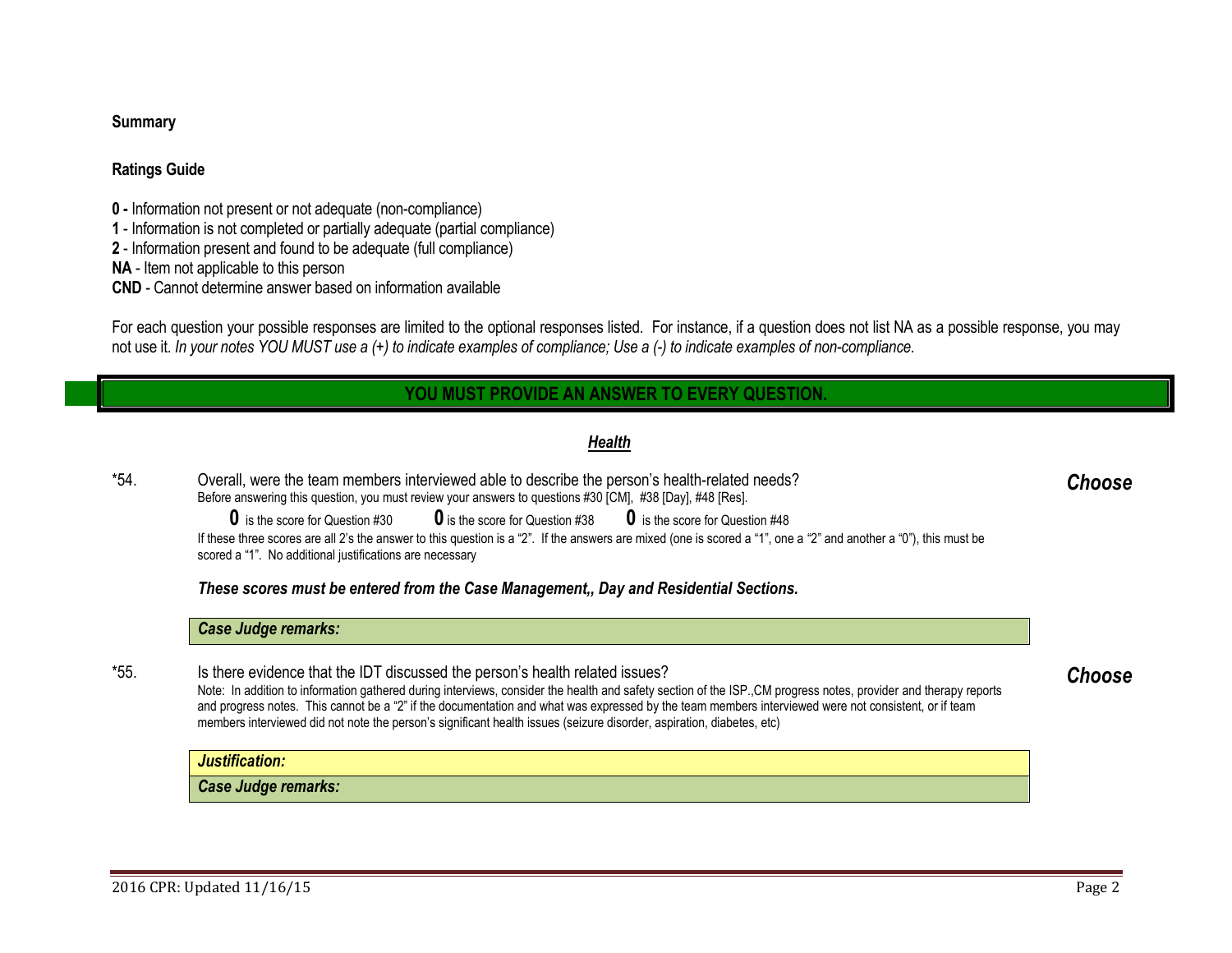**Summary**

**Ratings Guide**

**0 -** Information not present or not adequate (non-compliance)
**1** - Information is not completed or partially adequate (partial compliance)
**2** - Information present and found to be adequate (full compliance)
**NA** - Item not applicable to this person
**CND** - Cannot determine answer based on information available

For each question your possible responses are limited to the optional responses listed. For instance, if a question does not list NA as a possible response, you may not use it. *In your notes YOU MUST use a (+) to indicate examples of compliance; Use a (-) to indicate examples of non-compliance.*

**YOU MUST PROVIDE AN ANSWER TO EVERY QUESTION.**

***Health***

*54. Overall, were the team members interviewed able to describe the person's health-related needs? ***Choose***

Before answering this question, you must review your answers to questions #30 [CM], #38 [Day], #48 [Res].

**0** is the score for Question #30 **0** is the score for Question #38 **0** is the score for Question #48

If these three scores are all 2's the answer to this question is a "2". If the answers are mixed (one is scored a "1", one a "2" and another a "0"), this must be scored a "1". No additional justifications are necessary

***These scores must be entered from the Case Management,, Day and Residential Sections.***

***Case Judge remarks:***

*55. Is there evidence that the IDT discussed the person's health related issues? ***Choose***

Note: In addition to information gathered during interviews, consider the health and safety section of the ISP.,CM progress notes, provider and therapy reports and progress notes. This cannot be a "2" if the documentation and what was expressed by the team members interviewed were not consistent, or if team members interviewed did not note the person's significant health issues (seizure disorder, aspiration, diabetes, etc)

***Justification:***

***Case Judge remarks:***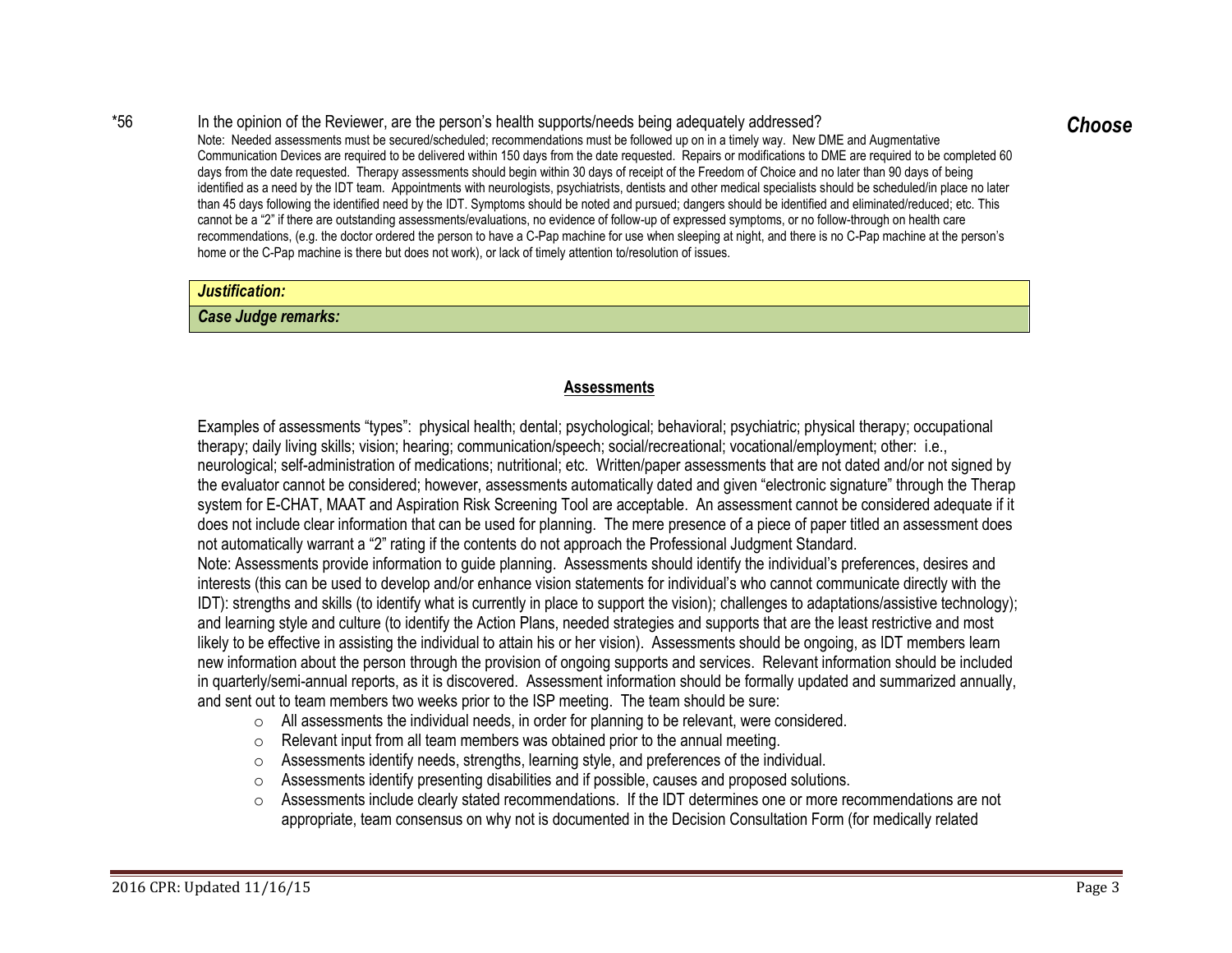*56 In the opinion of the Reviewer, are the person's health supports/needs being adequately addressed? ***Choose***

Note: Needed assessments must be secured/scheduled; recommendations must be followed up on in a timely way. New DME and Augmentative Communication Devices are required to be delivered within 150 days from the date requested. Repairs or modifications to DME are required to be completed 60 days from the date requested. Therapy assessments should begin within 30 days of receipt of the Freedom of Choice and no later than 90 days of being identified as a need by the IDT team. Appointments with neurologists, psychiatrists, dentists and other medical specialists should be scheduled/in place no later than 45 days following the identified need by the IDT. Symptoms should be noted and pursued; dangers should be identified and eliminated/reduced; etc. This cannot be a "2" if there are outstanding assessments/evaluations, no evidence of follow-up of expressed symptoms, or no follow-through on health care recommendations, (e.g. the doctor ordered the person to have a C-Pap machine for use when sleeping at night, and there is no C-Pap machine at the person's home or the C-Pap machine is there but does not work), or lack of timely attention to/resolution of issues.

| ***Justification:*** |
|---|
| ***Case Judge remarks:*** |

## **Assessments**

Examples of assessments "types": physical health; dental; psychological; behavioral; psychiatric; physical therapy; occupational therapy; daily living skills; vision; hearing; communication/speech; social/recreational; vocational/employment; other: i.e., neurological; self-administration of medications; nutritional; etc. Written/paper assessments that are not dated and/or not signed by the evaluator cannot be considered; however, assessments automatically dated and given "electronic signature" through the Therap system for E-CHAT, MAAT and Aspiration Risk Screening Tool are acceptable. An assessment cannot be considered adequate if it does not include clear information that can be used for planning. The mere presence of a piece of paper titled an assessment does not automatically warrant a "2" rating if the contents do not approach the Professional Judgment Standard.

Note: Assessments provide information to guide planning. Assessments should identify the individual's preferences, desires and interests (this can be used to develop and/or enhance vision statements for individual's who cannot communicate directly with the IDT): strengths and skills (to identify what is currently in place to support the vision); challenges to adaptations/assistive technology); and learning style and culture (to identify the Action Plans, needed strategies and supports that are the least restrictive and most likely to be effective in assisting the individual to attain his or her vision). Assessments should be ongoing, as IDT members learn new information about the person through the provision of ongoing supports and services. Relevant information should be included in quarterly/semi-annual reports, as it is discovered. Assessment information should be formally updated and summarized annually, and sent out to team members two weeks prior to the ISP meeting. The team should be sure:

- All assessments the individual needs, in order for planning to be relevant, were considered.
- Relevant input from all team members was obtained prior to the annual meeting.
- Assessments identify needs, strengths, learning style, and preferences of the individual.
- Assessments identify presenting disabilities and if possible, causes and proposed solutions.
- Assessments include clearly stated recommendations. If the IDT determines one or more recommendations are not appropriate, team consensus on why not is documented in the Decision Consultation Form (for medically related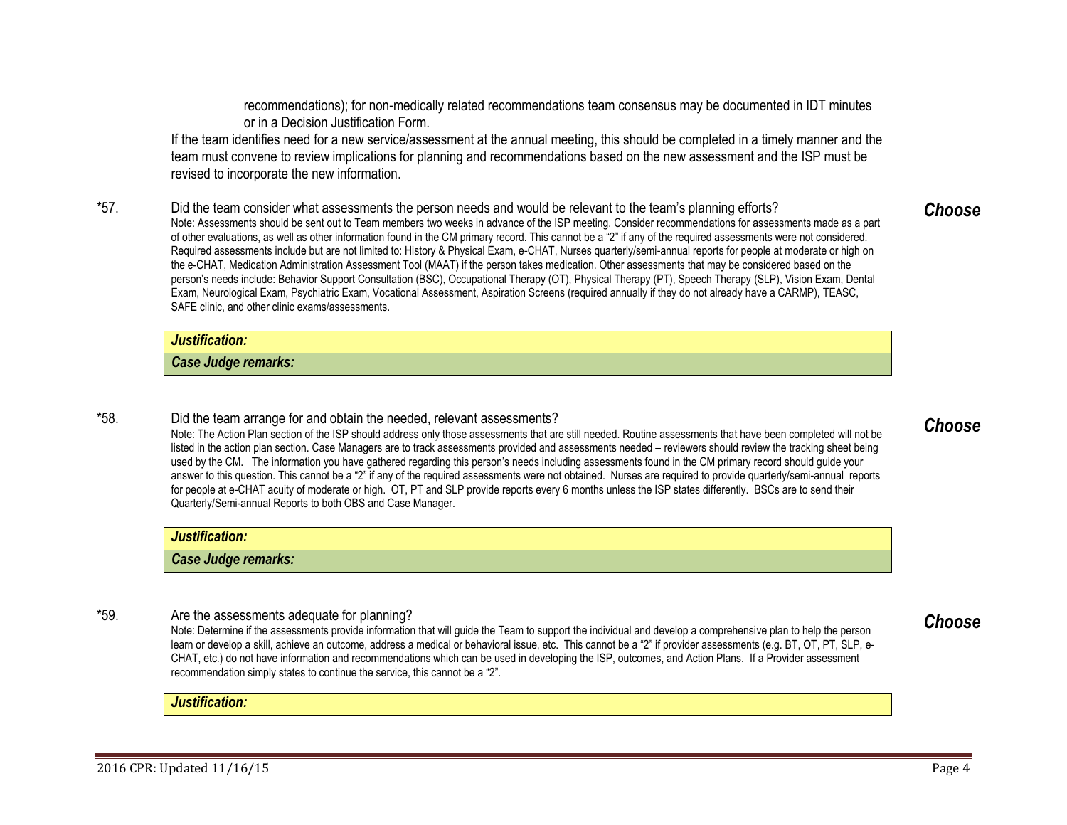recommendations); for non-medically related recommendations team consensus may be documented in IDT minutes or in a Decision Justification Form.

If the team identifies need for a new service/assessment at the annual meeting, this should be completed in a timely manner and the team must convene to review implications for planning and recommendations based on the new assessment and the ISP must be revised to incorporate the new information.

*57. Did the team consider what assessments the person needs and would be relevant to the team's planning efforts? ***Choose***

Note: Assessments should be sent out to Team members two weeks in advance of the ISP meeting. Consider recommendations for assessments made as a part of other evaluations, as well as other information found in the CM primary record. This cannot be a "2" if any of the required assessments were not considered. Required assessments include but are not limited to: History & Physical Exam, e-CHAT, Nurses quarterly/semi-annual reports for people at moderate or high on the e-CHAT, Medication Administration Assessment Tool (MAAT) if the person takes medication. Other assessments that may be considered based on the person's needs include: Behavior Support Consultation (BSC), Occupational Therapy (OT), Physical Therapy (PT), Speech Therapy (SLP), Vision Exam, Dental Exam, Neurological Exam, Psychiatric Exam, Vocational Assessment, Aspiration Screens (required annually if they do not already have a CARMP), TEASC, SAFE clinic, and other clinic exams/assessments.

| ***Justification:*** |
|---|
| ***Case Judge remarks:*** |

*58. Did the team arrange for and obtain the needed, relevant assessments? ***Choose***

Note: The Action Plan section of the ISP should address only those assessments that are still needed. Routine assessments that have been completed will not be listed in the action plan section. Case Managers are to track assessments provided and assessments needed – reviewers should review the tracking sheet being used by the CM. The information you have gathered regarding this person's needs including assessments found in the CM primary record should guide your answer to this question. This cannot be a "2" if any of the required assessments were not obtained. Nurses are required to provide quarterly/semi-annual reports for people at e-CHAT acuity of moderate or high. OT, PT and SLP provide reports every 6 months unless the ISP states differently. BSCs are to send their Quarterly/Semi-annual Reports to both OBS and Case Manager.

| ***Justification:*** |
|---|
| ***Case Judge remarks:*** |

*59. Are the assessments adequate for planning? ***Choose***

Note: Determine if the assessments provide information that will guide the Team to support the individual and develop a comprehensive plan to help the person learn or develop a skill, achieve an outcome, address a medical or behavioral issue, etc. This cannot be a "2" if provider assessments (e.g. BT, OT, PT, SLP, e-CHAT, etc.) do not have information and recommendations which can be used in developing the ISP, outcomes, and Action Plans. If a Provider assessment recommendation simply states to continue the service, this cannot be a "2".

| ***Justification:*** |
|---|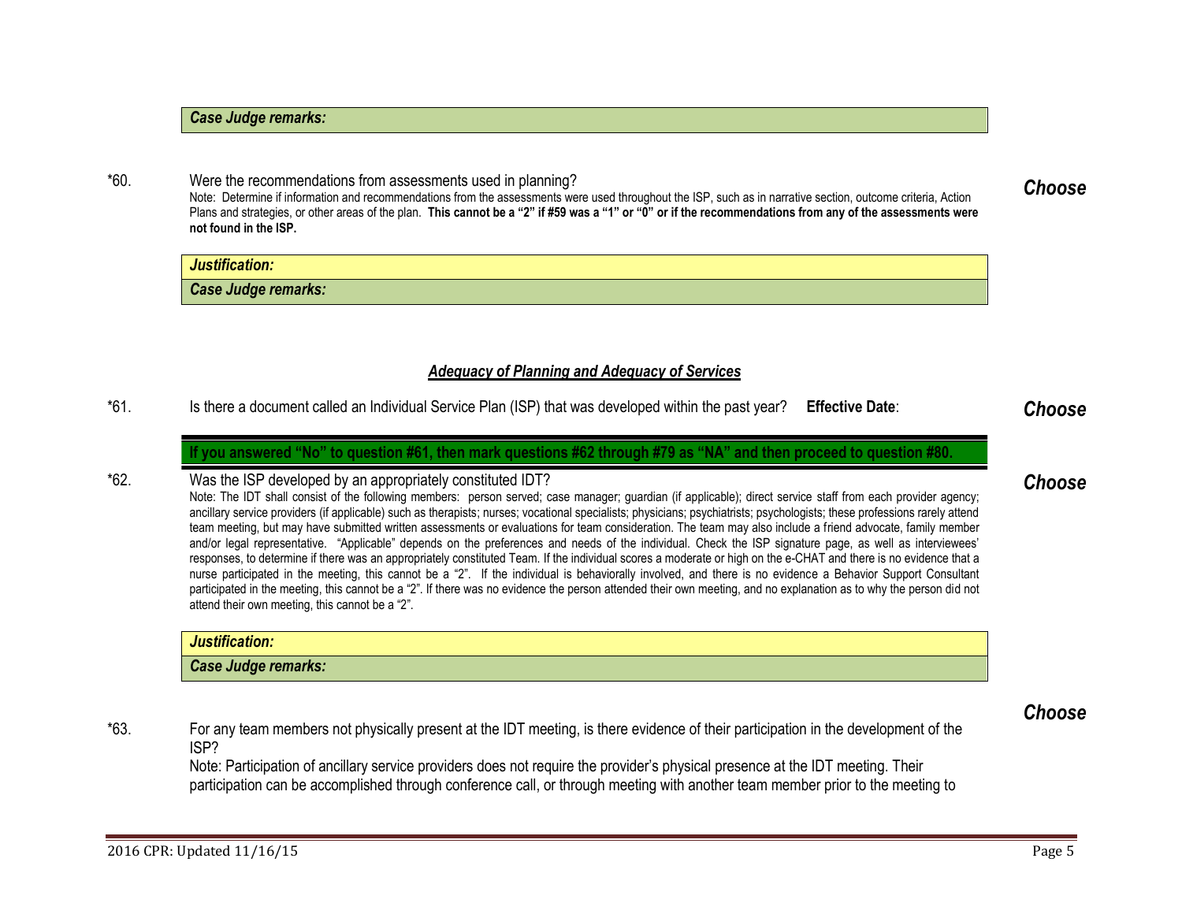*Case Judge remarks:*

*60. Were the recommendations from assessments used in planning?

Note: Determine if information and recommendations from the assessments were used throughout the ISP, such as in narrative section, outcome criteria, Action Plans and strategies, or other areas of the plan. **This cannot be a "2" if #59 was a "1" or "0" or if the recommendations from any of the assessments were not found in the ISP.**

***Choose***

*Justification:*

*Case Judge remarks:*

## *Adequacy of Planning and Adequacy of Services*

*61. Is there a document called an Individual Service Plan (ISP) that was developed within the past year? **Effective Date**:

***Choose***

**If you answered "No" to question #61, then mark questions #62 through #79 as "NA" and then proceed to question #80.**

*62. Was the ISP developed by an appropriately constituted IDT?

Note: The IDT shall consist of the following members: person served; case manager; guardian (if applicable); direct service staff from each provider agency; ancillary service providers (if applicable) such as therapists; nurses; vocational specialists; physicians; psychiatrists; psychologists; these professions rarely attend team meeting, but may have submitted written assessments or evaluations for team consideration. The team may also include a friend advocate, family member and/or legal representative. "Applicable" depends on the preferences and needs of the individual. Check the ISP signature page, as well as interviewees' responses, to determine if there was an appropriately constituted Team. If the individual scores a moderate or high on the e-CHAT and there is no evidence that a nurse participated in the meeting, this cannot be a "2". If the individual is behaviorally involved, and there is no evidence a Behavior Support Consultant participated in the meeting, this cannot be a "2". If there was no evidence the person attended their own meeting, and no explanation as to why the person did not attend their own meeting, this cannot be a "2".

***Choose***

*Justification:*

*Case Judge remarks:*

*63. For any team members not physically present at the IDT meeting, is there evidence of their participation in the development of the ISP?

Note: Participation of ancillary service providers does not require the provider's physical presence at the IDT meeting. Their participation can be accomplished through conference call, or through meeting with another team member prior to the meeting to

***Choose***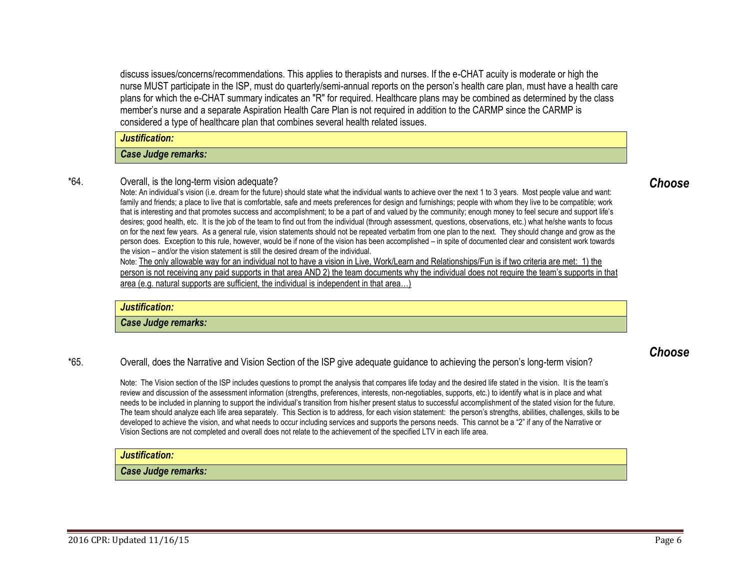discuss issues/concerns/recommendations. This applies to therapists and nurses. If the e-CHAT acuity is moderate or high the nurse MUST participate in the ISP, must do quarterly/semi-annual reports on the person's health care plan, must have a health care plans for which the e-CHAT summary indicates an "R" for required. Healthcare plans may be combined as determined by the class member's nurse and a separate Aspiration Health Care Plan is not required in addition to the CARMP since the CARMP is considered a type of healthcare plan that combines several health related issues.

| ***Justification:*** |
| --- |
| ***Case Judge remarks:*** |

*64. Overall, is the long-term vision adequate? ***Choose***

Note: An individual's vision (i.e. dream for the future) should state what the individual wants to achieve over the next 1 to 3 years. Most people value and want: family and friends; a place to live that is comfortable, safe and meets preferences for design and furnishings; people with whom they live to be compatible; work that is interesting and that promotes success and accomplishment; to be a part of and valued by the community; enough money to feel secure and support life's desires; good health, etc. It is the job of the team to find out from the individual (through assessment, questions, observations, etc.) what he/she wants to focus on for the next few years. As a general rule, vision statements should not be repeated verbatim from one plan to the next. They should change and grow as the person does. Exception to this rule, however, would be if none of the vision has been accomplished – in spite of documented clear and consistent work towards the vision – and/or the vision statement is still the desired dream of the individual.

Note: <u>The only allowable way for an individual not to have a vision in Live, Work/Learn and Relationships/Fun is if two criteria are met: 1) the person is not receiving any paid supports in that area AND 2) the team documents why the individual does not require the team's supports in that area (e.g. natural supports are sufficient, the individual is independent in that area…)</u>

| ***Justification:*** |
| --- |
| ***Case Judge remarks:*** |

*65. Overall, does the Narrative and Vision Section of the ISP give adequate guidance to achieving the person's long-term vision? ***Choose***

Note: The Vision section of the ISP includes questions to prompt the analysis that compares life today and the desired life stated in the vision. It is the team's review and discussion of the assessment information (strengths, preferences, interests, non-negotiables, supports, etc.) to identify what is in place and what needs to be included in planning to support the individual's transition from his/her present status to successful accomplishment of the stated vision for the future. The team should analyze each life area separately. This Section is to address, for each vision statement: the person's strengths, abilities, challenges, skills to be developed to achieve the vision, and what needs to occur including services and supports the persons needs. This cannot be a "2" if any of the Narrative or Vision Sections are not completed and overall does not relate to the achievement of the specified LTV in each life area.

| ***Justification:*** |
| --- |
| ***Case Judge remarks:*** |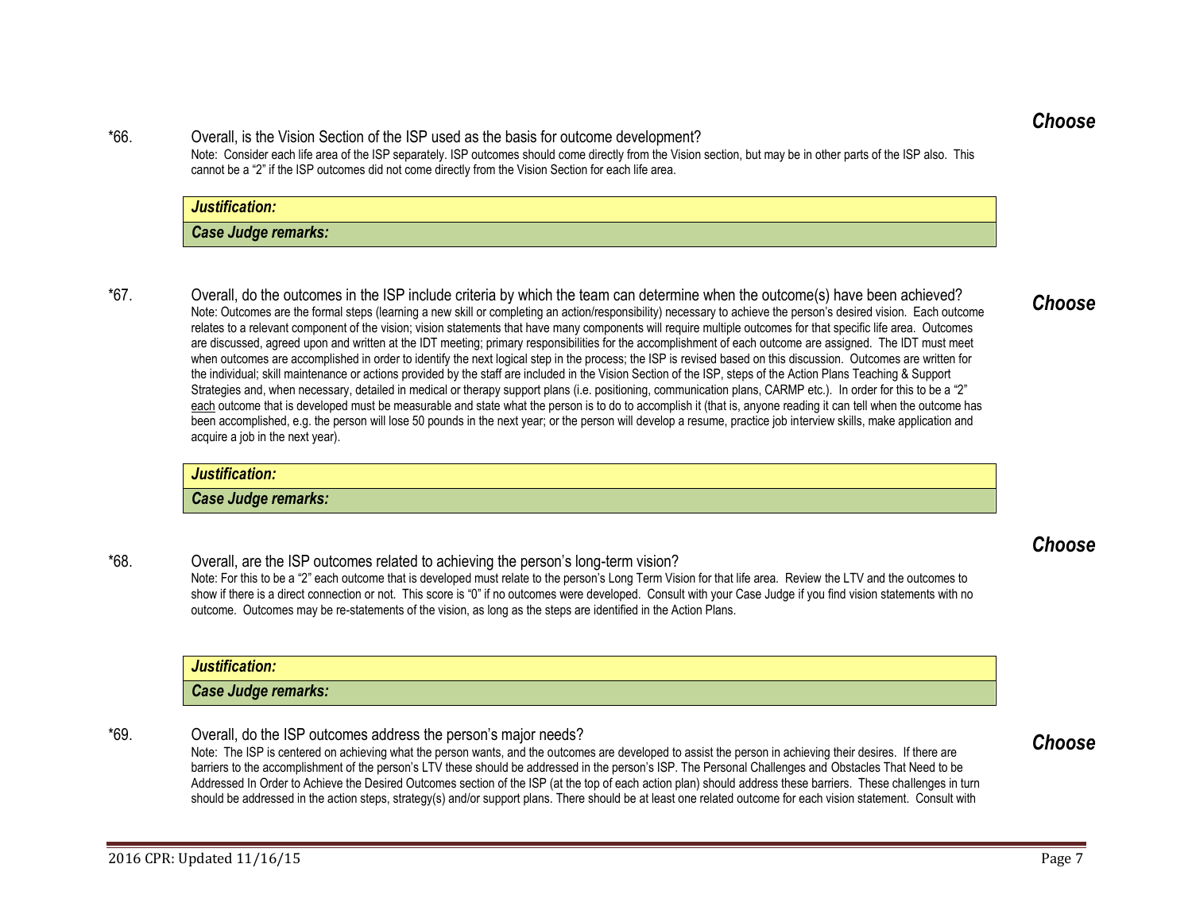*66. Overall, is the Vision Section of the ISP used as the basis for outcome development?

Note: Consider each life area of the ISP separately. ISP outcomes should come directly from the Vision section, but may be in other parts of the ISP also. This cannot be a "2" if the ISP outcomes did not come directly from the Vision Section for each life area.

***Choose***

***Justification:***

***Case Judge remarks:***

*67. Overall, do the outcomes in the ISP include criteria by which the team can determine when the outcome(s) have been achieved?

Note: Outcomes are the formal steps (learning a new skill or completing an action/responsibility) necessary to achieve the person's desired vision. Each outcome relates to a relevant component of the vision; vision statements that have many components will require multiple outcomes for that specific life area. Outcomes are discussed, agreed upon and written at the IDT meeting; primary responsibilities for the accomplishment of each outcome are assigned. The IDT must meet when outcomes are accomplished in order to identify the next logical step in the process; the ISP is revised based on this discussion. Outcomes are written for the individual; skill maintenance or actions provided by the staff are included in the Vision Section of the ISP, steps of the Action Plans Teaching & Support Strategies and, when necessary, detailed in medical or therapy support plans (i.e. positioning, communication plans, CARMP etc.). In order for this to be a "2" <u>each</u> outcome that is developed must be measurable and state what the person is to do to accomplish it (that is, anyone reading it can tell when the outcome has been accomplished, e.g. the person will lose 50 pounds in the next year; or the person will develop a resume, practice job interview skills, make application and acquire a job in the next year).

***Choose***

***Justification:***

***Case Judge remarks:***

*68. Overall, are the ISP outcomes related to achieving the person's long-term vision?

Note: For this to be a "2" each outcome that is developed must relate to the person's Long Term Vision for that life area. Review the LTV and the outcomes to show if there is a direct connection or not. This score is "0" if no outcomes were developed. Consult with your Case Judge if you find vision statements with no outcome. Outcomes may be re-statements of the vision, as long as the steps are identified in the Action Plans.

***Choose***

***Justification:***

***Case Judge remarks:***

*69. Overall, do the ISP outcomes address the person's major needs?

Note: The ISP is centered on achieving what the person wants, and the outcomes are developed to assist the person in achieving their desires. If there are barriers to the accomplishment of the person's LTV these should be addressed in the person's ISP. The Personal Challenges and Obstacles That Need to be Addressed In Order to Achieve the Desired Outcomes section of the ISP (at the top of each action plan) should address these barriers. These challenges in turn should be addressed in the action steps, strategy(s) and/or support plans. There should be at least one related outcome for each vision statement. Consult with

***Choose***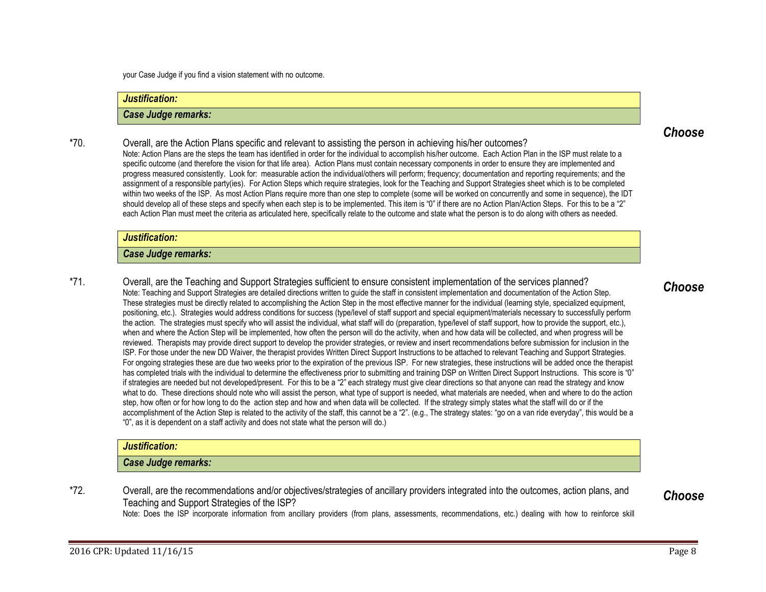your Case Judge if you find a vision statement with no outcome.

***Justification:***

***Case Judge remarks:***

*70. Overall, are the Action Plans specific and relevant to assisting the person in achieving his/her outcomes? ***Choose***

Note: Action Plans are the steps the team has identified in order for the individual to accomplish his/her outcome. Each Action Plan in the ISP must relate to a specific outcome (and therefore the vision for that life area). Action Plans must contain necessary components in order to ensure they are implemented and progress measured consistently. Look for: measurable action the individual/others will perform; frequency; documentation and reporting requirements; and the assignment of a responsible party(ies). For Action Steps which require strategies, look for the Teaching and Support Strategies sheet which is to be completed within two weeks of the ISP. As most Action Plans require more than one step to complete (some will be worked on concurrently and some in sequence), the IDT should develop all of these steps and specify when each step is to be implemented. This item is "0" if there are no Action Plan/Action Steps. For this to be a "2" each Action Plan must meet the criteria as articulated here, specifically relate to the outcome and state what the person is to do along with others as needed.

***Justification:***

***Case Judge remarks:***

*71. Overall, are the Teaching and Support Strategies sufficient to ensure consistent implementation of the services planned? ***Choose***

Note: Teaching and Support Strategies are detailed directions written to guide the staff in consistent implementation and documentation of the Action Step. These strategies must be directly related to accomplishing the Action Step in the most effective manner for the individual (learning style, specialized equipment, positioning, etc.). Strategies would address conditions for success (type/level of staff support and special equipment/materials necessary to successfully perform the action. The strategies must specify who will assist the individual, what staff will do (preparation, type/level of staff support, how to provide the support, etc.), when and where the Action Step will be implemented, how often the person will do the activity, when and how data will be collected, and when progress will be reviewed. Therapists may provide direct support to develop the provider strategies, or review and insert recommendations before submission for inclusion in the ISP. For those under the new DD Waiver, the therapist provides Written Direct Support Instructions to be attached to relevant Teaching and Support Strategies. For ongoing strategies these are due two weeks prior to the expiration of the previous ISP. For new strategies, these instructions will be added once the therapist has completed trials with the individual to determine the effectiveness prior to submitting and training DSP on Written Direct Support Instructions. This score is "0" if strategies are needed but not developed/present. For this to be a "2" each strategy must give clear directions so that anyone can read the strategy and know what to do. These directions should note who will assist the person, what type of support is needed, what materials are needed, when and where to do the action step, how often or for how long to do the action step and how and when data will be collected. If the strategy simply states what the staff will do or if the accomplishment of the Action Step is related to the activity of the staff, this cannot be a "2". (e.g., The strategy states: "go on a van ride everyday", this would be a "0", as it is dependent on a staff activity and does not state what the person will do.)

***Justification:***

***Case Judge remarks:***

*72. Overall, are the recommendations and/or objectives/strategies of ancillary providers integrated into the outcomes, action plans, and Teaching and Support Strategies of the ISP? ***Choose***

Note: Does the ISP incorporate information from ancillary providers (from plans, assessments, recommendations, etc.) dealing with how to reinforce skill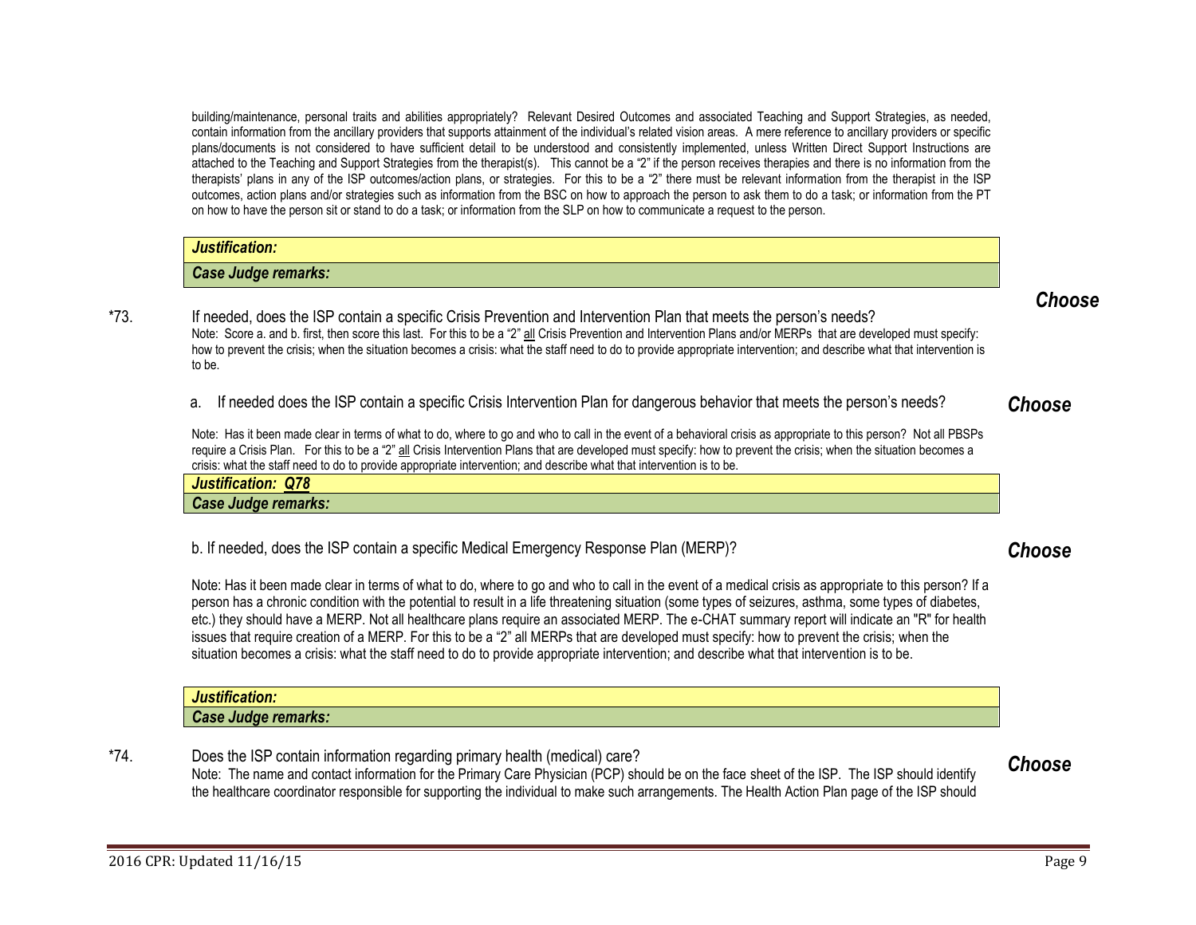building/maintenance, personal traits and abilities appropriately? Relevant Desired Outcomes and associated Teaching and Support Strategies, as needed, contain information from the ancillary providers that supports attainment of the individual's related vision areas. A mere reference to ancillary providers or specific plans/documents is not considered to have sufficient detail to be understood and consistently implemented, unless Written Direct Support Instructions are attached to the Teaching and Support Strategies from the therapist(s). This cannot be a "2" if the person receives therapies and there is no information from the therapists' plans in any of the ISP outcomes/action plans, or strategies. For this to be a "2" there must be relevant information from the therapist in the ISP outcomes, action plans and/or strategies such as information from the BSC on how to approach the person to ask them to do a task; or information from the PT on how to have the person sit or stand to do a task; or information from the SLP on how to communicate a request to the person.

| ***Justification:*** |
|---|
| ***Case Judge remarks:*** |

*73. If needed, does the ISP contain a specific Crisis Prevention and Intervention Plan that meets the person's needs? ***Choose***

Note: Score a. and b. first, then score this last. For this to be a "2" all Crisis Prevention and Intervention Plans and/or MERPs that are developed must specify: how to prevent the crisis; when the situation becomes a crisis: what the staff need to do to provide appropriate intervention; and describe what that intervention is to be.

a. If needed does the ISP contain a specific Crisis Intervention Plan for dangerous behavior that meets the person's needs? ***Choose***

Note: Has it been made clear in terms of what to do, where to go and who to call in the event of a behavioral crisis as appropriate to this person? Not all PBSPs require a Crisis Plan. For this to be a "2" all Crisis Intervention Plans that are developed must specify: how to prevent the crisis; when the situation becomes a crisis: what the staff need to do to provide appropriate intervention; and describe what that intervention is to be.

| ***Justification: Q78*** |
|---|
| ***Case Judge remarks:*** |

b. If needed, does the ISP contain a specific Medical Emergency Response Plan (MERP)? ***Choose***

Note: Has it been made clear in terms of what to do, where to go and who to call in the event of a medical crisis as appropriate to this person? If a person has a chronic condition with the potential to result in a life threatening situation (some types of seizures, asthma, some types of diabetes, etc.) they should have a MERP. Not all healthcare plans require an associated MERP. The e-CHAT summary report will indicate an "R" for health issues that require creation of a MERP. For this to be a "2" all MERPs that are developed must specify: how to prevent the crisis; when the situation becomes a crisis: what the staff need to do to provide appropriate intervention; and describe what that intervention is to be.

| ***Justification:*** |
|---|
| ***Case Judge remarks:*** |

*74. Does the ISP contain information regarding primary health (medical) care? ***Choose***

Note: The name and contact information for the Primary Care Physician (PCP) should be on the face sheet of the ISP. The ISP should identify the healthcare coordinator responsible for supporting the individual to make such arrangements. The Health Action Plan page of the ISP should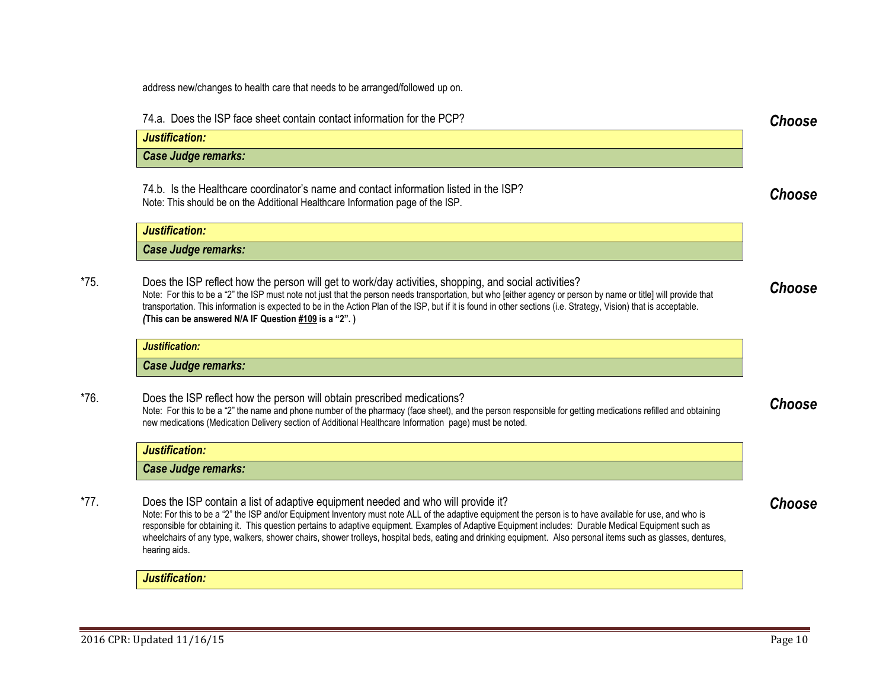address new/changes to health care that needs to be arranged/followed up on.

74.a. Does the ISP face sheet contain contact information for the PCP? ***Choose***

***Justification:***

***Case Judge remarks:***

74.b. Is the Healthcare coordinator's name and contact information listed in the ISP? ***Choose***

Note: This should be on the Additional Healthcare Information page of the ISP.

***Justification:***

***Case Judge remarks:***

*75. Does the ISP reflect how the person will get to work/day activities, shopping, and social activities? ***Choose***

Note: For this to be a "2" the ISP must note not just that the person needs transportation, but who [either agency or person by name or title] will provide that transportation. This information is expected to be in the Action Plan of the ISP, but if it is found in other sections (i.e. Strategy, Vision) that is acceptable. ***(*****This can be answered N/A IF Question #109 is a "2". )**

***Justification:***

***Case Judge remarks:***

*76. Does the ISP reflect how the person will obtain prescribed medications? ***Choose***

Note: For this to be a "2" the name and phone number of the pharmacy (face sheet), and the person responsible for getting medications refilled and obtaining new medications (Medication Delivery section of Additional Healthcare Information page) must be noted.

***Justification:***

***Case Judge remarks:***

*77. Does the ISP contain a list of adaptive equipment needed and who will provide it? ***Choose***

Note: For this to be a "2" the ISP and/or Equipment Inventory must note ALL of the adaptive equipment the person is to have available for use, and who is responsible for obtaining it. This question pertains to adaptive equipment. Examples of Adaptive Equipment includes: Durable Medical Equipment such as wheelchairs of any type, walkers, shower chairs, shower trolleys, hospital beds, eating and drinking equipment. Also personal items such as glasses, dentures, hearing aids.

***Justification:***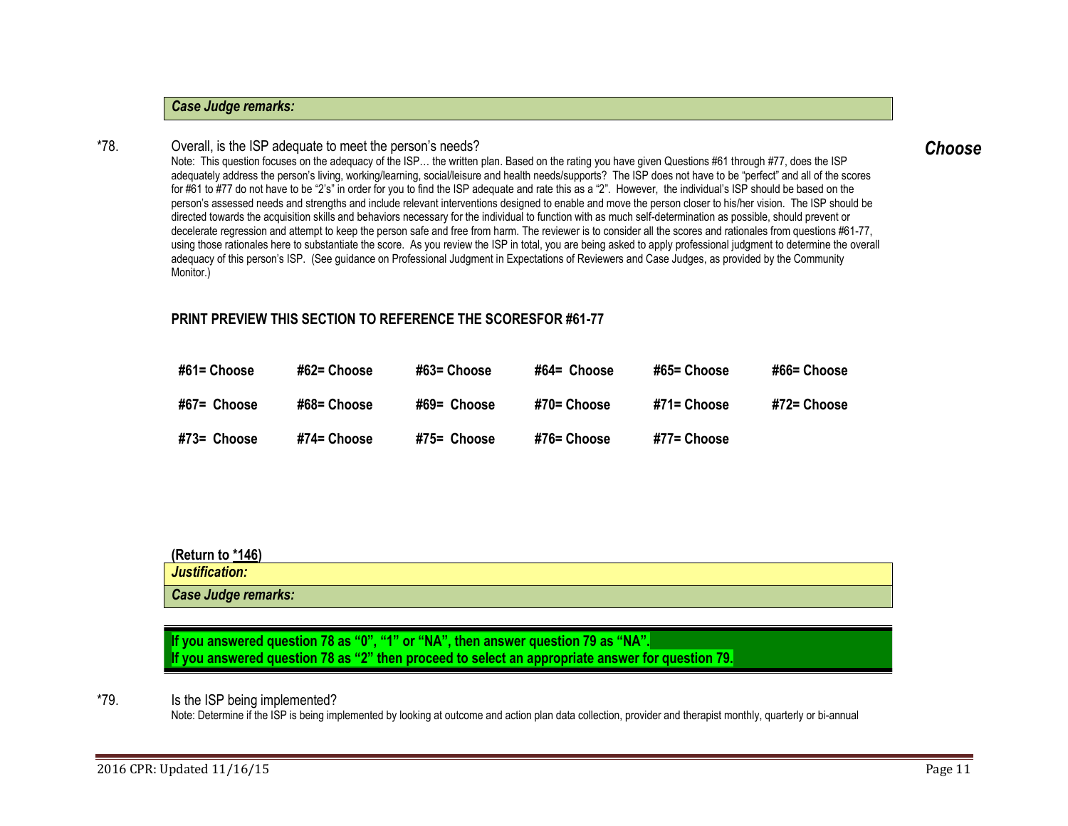***Case Judge remarks:***

*78. Overall, is the ISP adequate to meet the person's needs? ***Choose***

Note: This question focuses on the adequacy of the ISP… the written plan. Based on the rating you have given Questions #61 through #77, does the ISP adequately address the person's living, working/learning, social/leisure and health needs/supports? The ISP does not have to be "perfect" and all of the scores for #61 to #77 do not have to be "2's" in order for you to find the ISP adequate and rate this as a "2". However, the individual's ISP should be based on the person's assessed needs and strengths and include relevant interventions designed to enable and move the person closer to his/her vision. The ISP should be directed towards the acquisition skills and behaviors necessary for the individual to function with as much self-determination as possible, should prevent or decelerate regression and attempt to keep the person safe and free from harm. The reviewer is to consider all the scores and rationales from questions #61-77, using those rationales here to substantiate the score. As you review the ISP in total, you are being asked to apply professional judgment to determine the overall adequacy of this person's ISP. (See guidance on Professional Judgment in Expectations of Reviewers and Case Judges, as provided by the Community Monitor.)

**PRINT PREVIEW THIS SECTION TO REFERENCE THE SCORESFOR #61-77**

| | | | | | |
|---|---|---|---|---|---|
| **#61= Choose** | **#62= Choose** | **#63= Choose** | **#64= Choose** | **#65= Choose** | **#66= Choose** |
| **#67= Choose** | **#68= Choose** | **#69= Choose** | **#70= Choose** | **#71= Choose** | **#72= Choose** |
| **#73= Choose** | **#74= Choose** | **#75= Choose** | **#76= Choose** | **#77= Choose** | |

**(Return to *146)**

***Justification:***

***Case Judge remarks:***

**If you answered question 78 as "0", "1" or "NA", then answer question 79 as "NA".**
**If you answered question 78 as "2" then proceed to select an appropriate answer for question 79.**

*79. Is the ISP being implemented?

Note: Determine if the ISP is being implemented by looking at outcome and action plan data collection, provider and therapist monthly, quarterly or bi-annual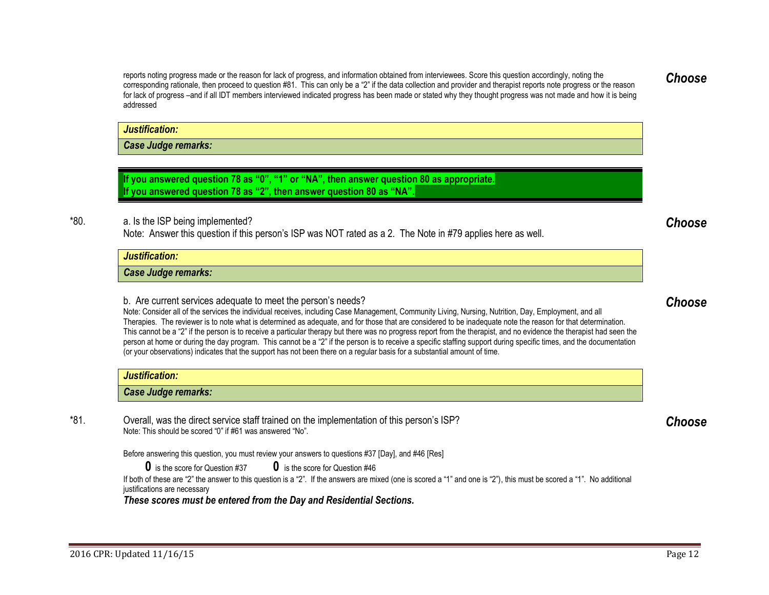reports noting progress made or the reason for lack of progress, and information obtained from interviewees. Score this question accordingly, noting the corresponding rationale, then proceed to question #81. This can only be a "2" if the data collection and provider and therapist reports note progress or the reason for lack of progress –and if all IDT members interviewed indicated progress has been made or stated why they thought progress was not made and how it is being addressed

***Choose***

***Justification:***

***Case Judge remarks:***

**If you answered question 78 as "0", "1" or "NA", then answer question 80 as appropriate.**
**If you answered question 78 as "2", then answer question 80 as "NA".**

*80. a. Is the ISP being implemented?
Note: Answer this question if this person's ISP was NOT rated as a 2. The Note in #79 applies here as well.

***Choose***

***Justification:***

***Case Judge remarks:***

b. Are current services adequate to meet the person's needs?
Note: Consider all of the services the individual receives, including Case Management, Community Living, Nursing, Nutrition, Day, Employment, and all Therapies. The reviewer is to note what is determined as adequate, and for those that are considered to be inadequate note the reason for that determination. This cannot be a "2" if the person is to receive a particular therapy but there was no progress report from the therapist, and no evidence the therapist had seen the person at home or during the day program. This cannot be a "2" if the person is to receive a specific staffing support during specific times, and the documentation (or your observations) indicates that the support has not been there on a regular basis for a substantial amount of time.

***Choose***

***Justification:***

***Case Judge remarks:***

*81. Overall, was the direct service staff trained on the implementation of this person's ISP?
Note: This should be scored "0" if #61 was answered "No".

***Choose***

Before answering this question, you must review your answers to questions #37 [Day], and #46 [Res]

**0** is the score for Question #37 **0** is the score for Question #46

If both of these are "2" the answer to this question is a "2". If the answers are mixed (one is scored a "1" and one is "2"), this must be scored a "1". No additional justifications are necessary

***These scores must be entered from the Day and Residential Sections.***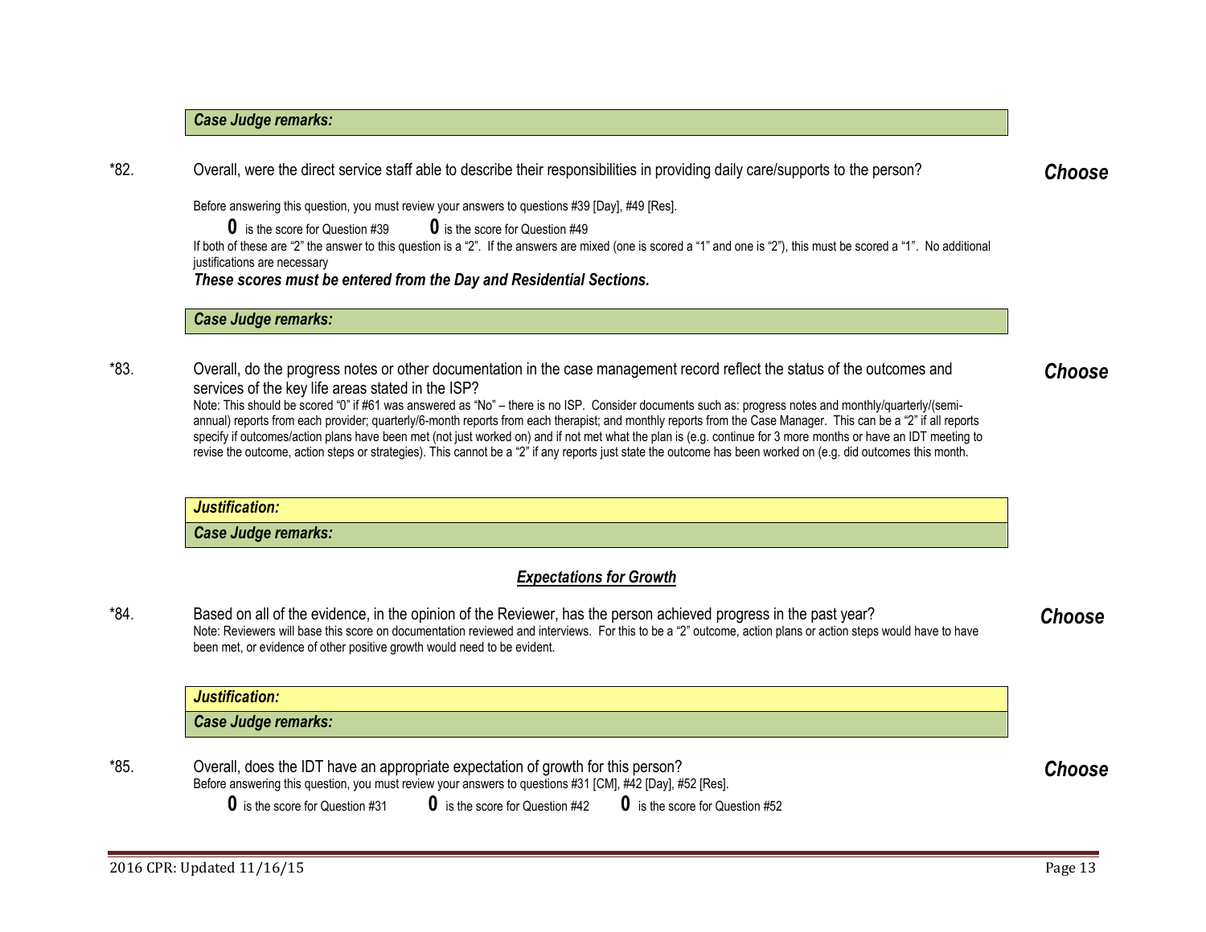***Case Judge remarks:***

*82. Overall, were the direct service staff able to describe their responsibilities in providing daily care/supports to the person? ***Choose***

Before answering this question, you must review your answers to questions #39 [Day], #49 [Res].

**0** is the score for Question #39 **0** is the score for Question #49

If both of these are "2" the answer to this question is a "2". If the answers are mixed (one is scored a "1" and one is "2"), this must be scored a "1". No additional justifications are necessary

***These scores must be entered from the Day and Residential Sections.***

***Case Judge remarks:***

*83. Overall, do the progress notes or other documentation in the case management record reflect the status of the outcomes and services of the key life areas stated in the ISP? ***Choose***

Note: This should be scored "0" if #61 was answered as "No" – there is no ISP. Consider documents such as: progress notes and monthly/quarterly/(semi-annual) reports from each provider; quarterly/6-month reports from each therapist; and monthly reports from the Case Manager. This can be a "2" if all reports specify if outcomes/action plans have been met (not just worked on) and if not met what the plan is (e.g. continue for 3 more months or have an IDT meeting to revise the outcome, action steps or strategies). This cannot be a "2" if any reports just state the outcome has been worked on (e.g. did outcomes this month.

***Justification:***

***Case Judge remarks:***

***<u>Expectations for Growth</u>***

*84. Based on all of the evidence, in the opinion of the Reviewer, has the person achieved progress in the past year? ***Choose***

Note: Reviewers will base this score on documentation reviewed and interviews. For this to be a "2" outcome, action plans or action steps would have to have been met, or evidence of other positive growth would need to be evident.

***Justification:***

***Case Judge remarks:***

*85. Overall, does the IDT have an appropriate expectation of growth for this person? ***Choose***

Before answering this question, you must review your answers to questions #31 [CM], #42 [Day], #52 [Res].

**0** is the score for Question #31 **0** is the score for Question #42 **0** is the score for Question #52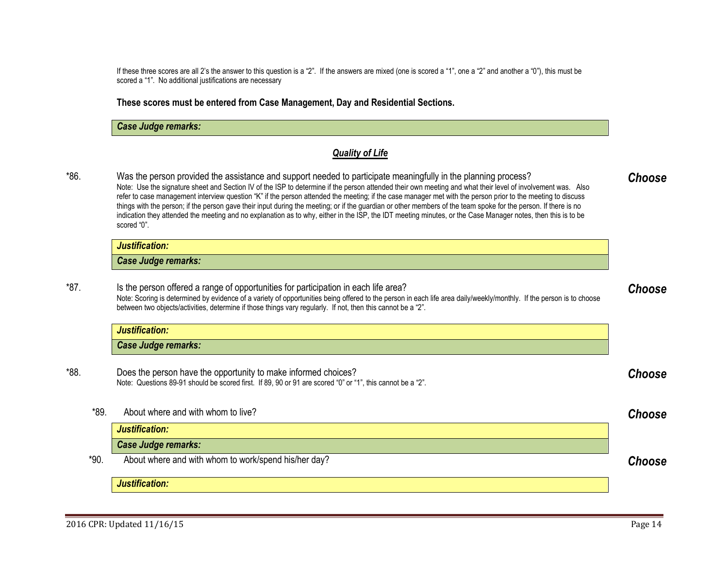If these three scores are all 2's the answer to this question is a "2". If the answers are mixed (one is scored a "1", one a "2" and another a "0"), this must be scored a "1". No additional justifications are necessary

**These scores must be entered from Case Management, Day and Residential Sections.**

***Case Judge remarks:***

## ***Quality of Life***

*86. Was the person provided the assistance and support needed to participate meaningfully in the planning process? ***Choose***

Note: Use the signature sheet and Section IV of the ISP to determine if the person attended their own meeting and what their level of involvement was. Also refer to case management interview question "K" if the person attended the meeting; if the case manager met with the person prior to the meeting to discuss things with the person; if the person gave their input during the meeting; or if the guardian or other members of the team spoke for the person. If there is no indication they attended the meeting and no explanation as to why, either in the ISP, the IDT meeting minutes, or the Case Manager notes, then this is to be scored "0".

***Justification:***

***Case Judge remarks:***

*87. Is the person offered a range of opportunities for participation in each life area? ***Choose***

Note: Scoring is determined by evidence of a variety of opportunities being offered to the person in each life area daily/weekly/monthly. If the person is to choose between two objects/activities, determine if those things vary regularly. If not, then this cannot be a "2".

***Justification:***

***Case Judge remarks:***

*88. Does the person have the opportunity to make informed choices? ***Choose***

Note: Questions 89-91 should be scored first. If 89, 90 or 91 are scored "0" or "1", this cannot be a "2".

*89. About where and with whom to live? ***Choose***

***Justification:***

***Case Judge remarks:***

*90. About where and with whom to work/spend his/her day? ***Choose***

***Justification:***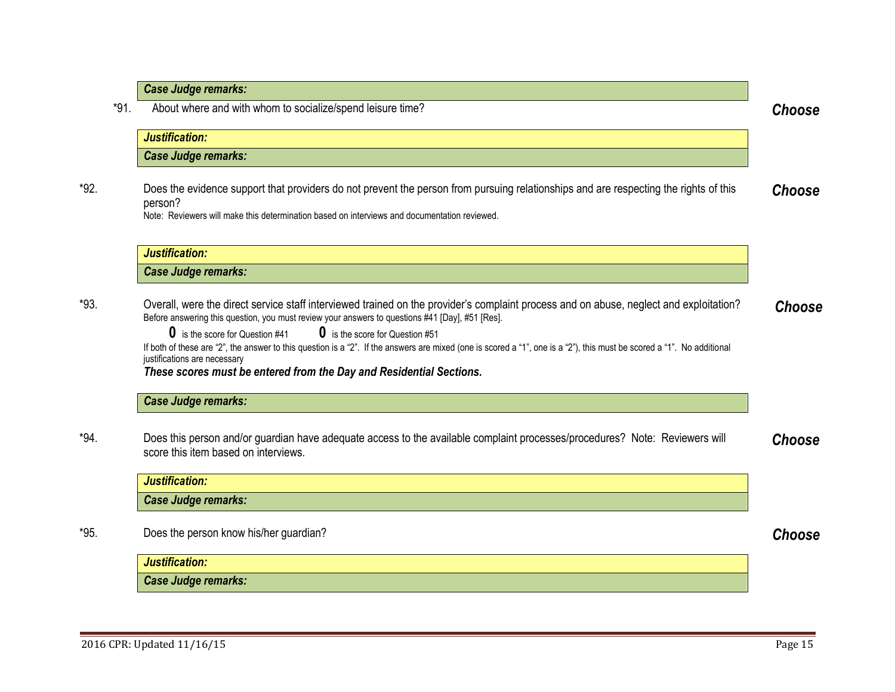***Case Judge remarks:***

*91. About where and with whom to socialize/spend leisure time? ***Choose***

***Justification:***

***Case Judge remarks:***

*92. Does the evidence support that providers do not prevent the person from pursuing relationships and are respecting the rights of this person? ***Choose***

Note: Reviewers will make this determination based on interviews and documentation reviewed.

***Justification:***

***Case Judge remarks:***

*93. Overall, were the direct service staff interviewed trained on the provider's complaint process and on abuse, neglect and exploitation? ***Choose***

Before answering this question, you must review your answers to questions #41 [Day], #51 [Res].

**0** is the score for Question #41 **0** is the score for Question #51

If both of these are "2", the answer to this question is a "2". If the answers are mixed (one is scored a "1", one is a "2"), this must be scored a "1". No additional justifications are necessary

***These scores must be entered from the Day and Residential Sections.***

***Case Judge remarks:***

*94. Does this person and/or guardian have adequate access to the available complaint processes/procedures? Note: Reviewers will score this item based on interviews. ***Choose***

***Justification:***

***Case Judge remarks:***

*95. Does the person know his/her guardian? ***Choose***

***Justification:***

***Case Judge remarks:***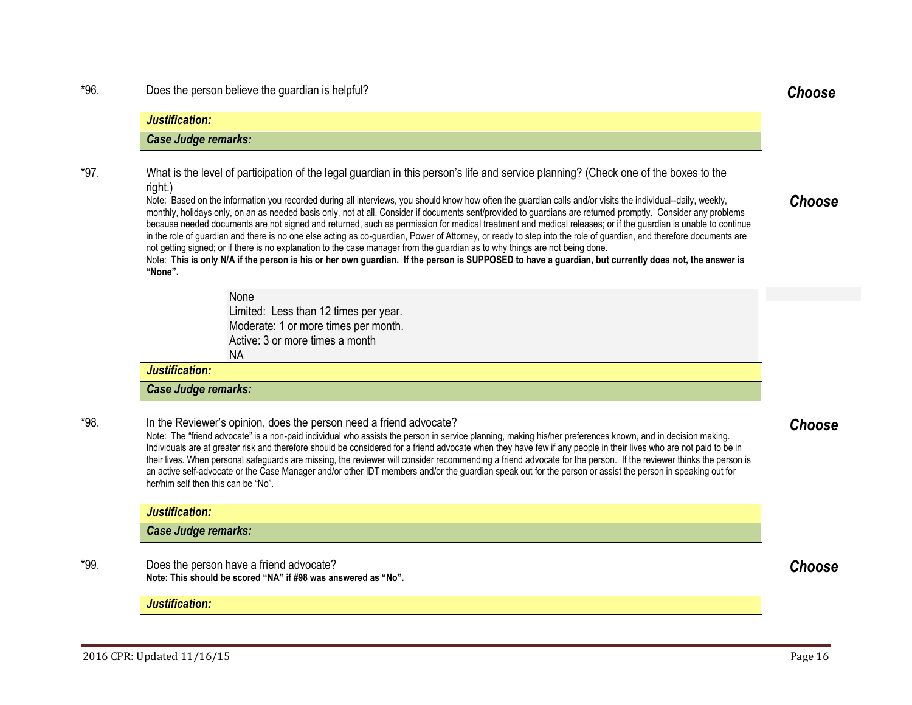*96. Does the person believe the guardian is helpful? ***Choose***

***Justification:***

***Case Judge remarks:***

*97. What is the level of participation of the legal guardian in this person's life and service planning? (Check one of the boxes to the right.) ***Choose***

Note: Based on the information you recorded during all interviews, you should know how often the guardian calls and/or visits the individual--daily, weekly, monthly, holidays only, on an as needed basis only, not at all. Consider if documents sent/provided to guardians are returned promptly. Consider any problems because needed documents are not signed and returned, such as permission for medical treatment and medical releases; or if the guardian is unable to continue in the role of guardian and there is no one else acting as co-guardian, Power of Attorney, or ready to step into the role of guardian, and therefore documents are not getting signed; or if there is no explanation to the case manager from the guardian as to why things are not being done.

Note: **This is only N/A if the person is his or her own guardian. If the person is SUPPOSED to have a guardian, but currently does not, the answer is "None".**

None
Limited: Less than 12 times per year.
Moderate: 1 or more times per month.
Active: 3 or more times a month
NA

***Justification:***

***Case Judge remarks:***

*98. In the Reviewer's opinion, does the person need a friend advocate? ***Choose***

Note: The "friend advocate" is a non-paid individual who assists the person in service planning, making his/her preferences known, and in decision making. Individuals are at greater risk and therefore should be considered for a friend advocate when they have few if any people in their lives who are not paid to be in their lives. When personal safeguards are missing, the reviewer will consider recommending a friend advocate for the person. If the reviewer thinks the person is an active self-advocate or the Case Manager and/or other IDT members and/or the guardian speak out for the person or assist the person in speaking out for her/him self then this can be "No".

***Justification:***

***Case Judge remarks:***

*99. Does the person have a friend advocate? ***Choose***

**Note: This should be scored "NA" if #98 was answered as "No".**

***Justification:***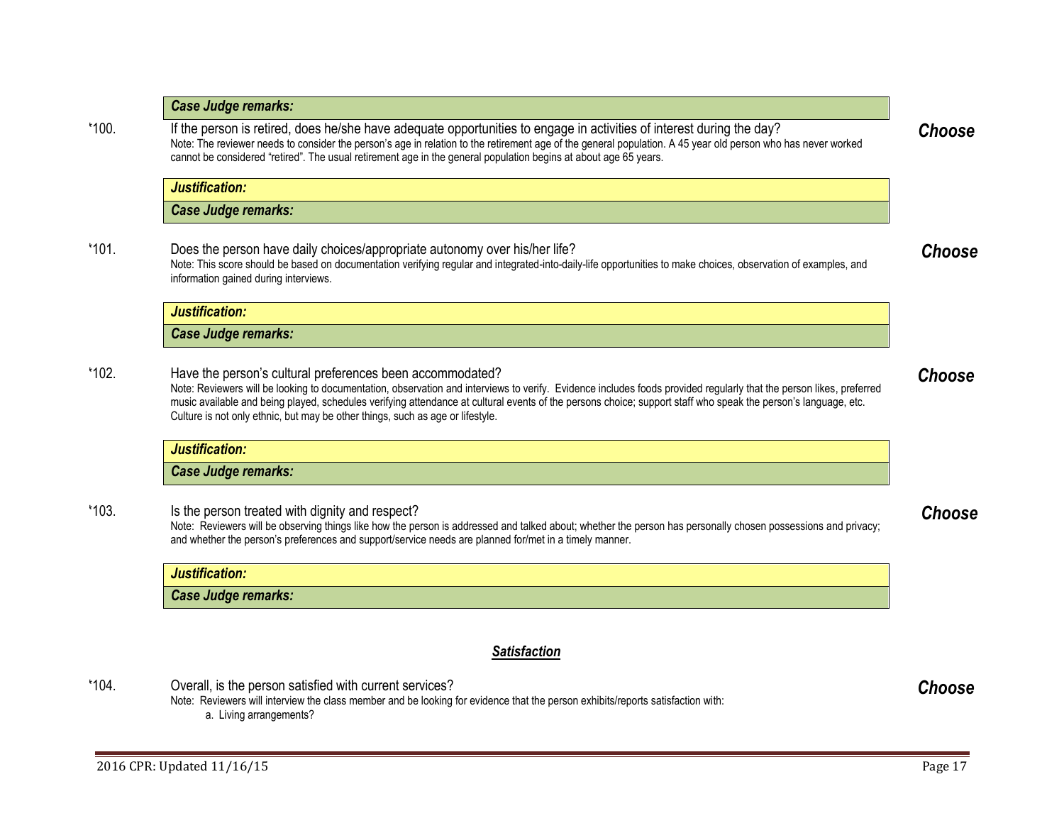***Case Judge remarks:***

‘100. If the person is retired, does he/she have adequate opportunities to engage in activities of interest during the day? ***Choose***

Note: The reviewer needs to consider the person's age in relation to the retirement age of the general population. A 45 year old person who has never worked cannot be considered "retired". The usual retirement age in the general population begins at about age 65 years.

***Justification:***

***Case Judge remarks:***

‘101. Does the person have daily choices/appropriate autonomy over his/her life? ***Choose***

Note: This score should be based on documentation verifying regular and integrated-into-daily-life opportunities to make choices, observation of examples, and information gained during interviews.

***Justification:***

***Case Judge remarks:***

‘102. Have the person's cultural preferences been accommodated? ***Choose***

Note: Reviewers will be looking to documentation, observation and interviews to verify. Evidence includes foods provided regularly that the person likes, preferred music available and being played, schedules verifying attendance at cultural events of the persons choice; support staff who speak the person's language, etc. Culture is not only ethnic, but may be other things, such as age or lifestyle.

***Justification:***

***Case Judge remarks:***

‘103. Is the person treated with dignity and respect? ***Choose***

Note: Reviewers will be observing things like how the person is addressed and talked about; whether the person has personally chosen possessions and privacy; and whether the person's preferences and support/service needs are planned for/met in a timely manner.

***Justification:***

***Case Judge remarks:***

## ***Satisfaction***

‘104. Overall, is the person satisfied with current services? ***Choose***

Note: Reviewers will interview the class member and be looking for evidence that the person exhibits/reports satisfaction with:

a. Living arrangements?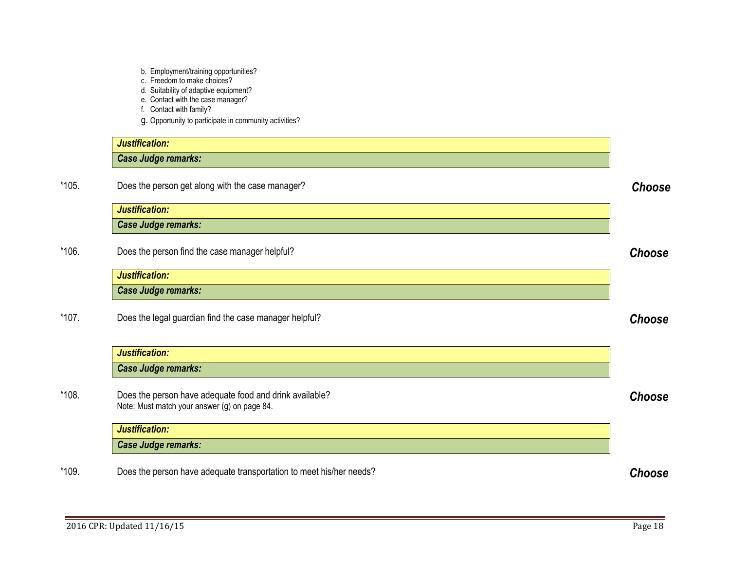b. Employment/training opportunities?
c. Freedom to make choices?
d. Suitability of adaptive equipment?
e. Contact with the case manager?
f. Contact with family?
g. Opportunity to participate in community activities?

| ***Justification:*** |
|---|
| ***Case Judge remarks:*** |

'105. Does the person get along with the case manager? ***Choose***

| ***Justification:*** |
|---|
| ***Case Judge remarks:*** |

'106. Does the person find the case manager helpful? ***Choose***

| ***Justification:*** |
|---|
| ***Case Judge remarks:*** |

'107. Does the legal guardian find the case manager helpful? ***Choose***

| ***Justification:*** |
|---|
| ***Case Judge remarks:*** |

'108. Does the person have adequate food and drink available? ***Choose***
Note: Must match your answer (g) on page 84.

| ***Justification:*** |
|---|
| ***Case Judge remarks:*** |

'109. Does the person have adequate transportation to meet his/her needs? ***Choose***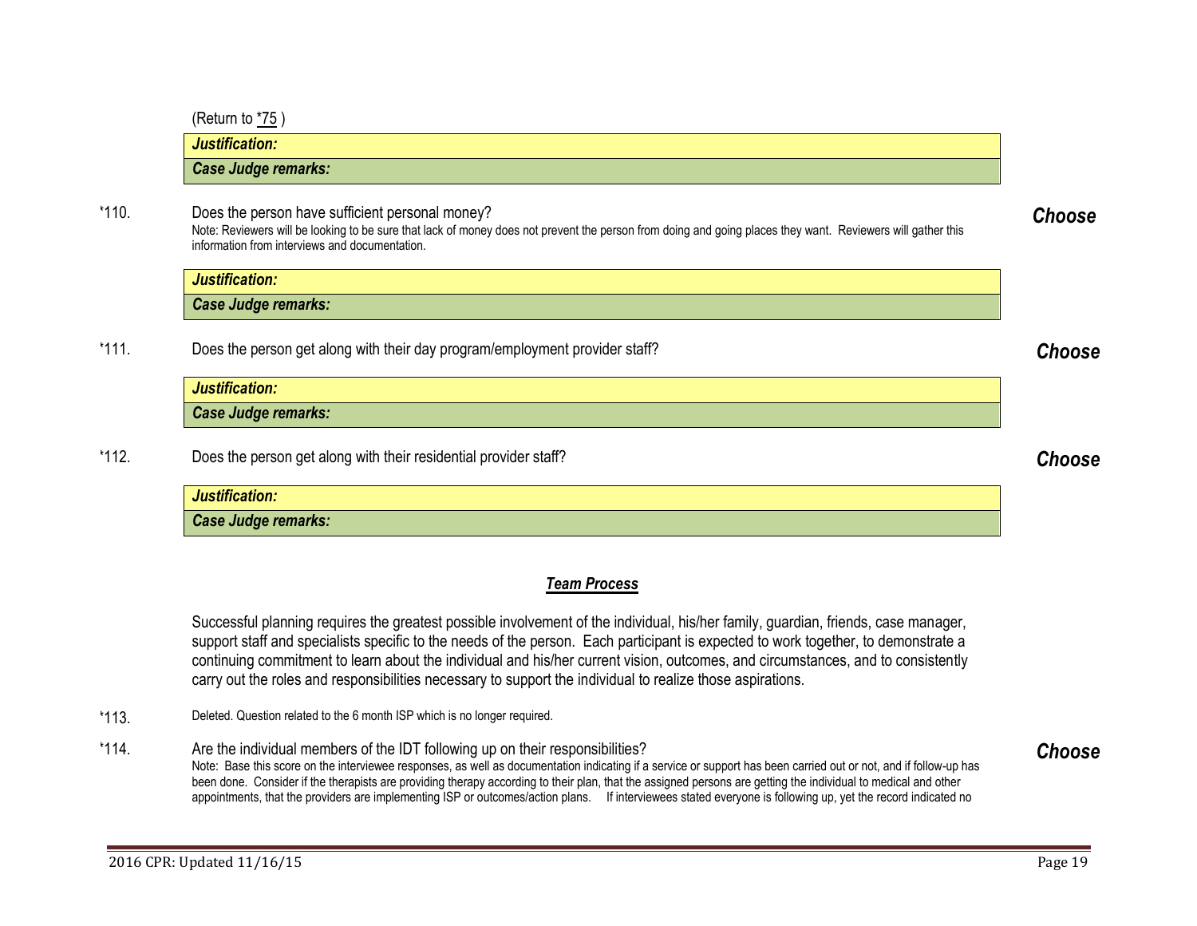(Return to *75 )

| *Justification:* |
|---|
| *Case Judge remarks:* |

‘110. Does the person have sufficient personal money? ***Choose***

Note: Reviewers will be looking to be sure that lack of money does not prevent the person from doing and going places they want. Reviewers will gather this information from interviews and documentation.

| *Justification:* |
|---|
| *Case Judge remarks:* |

‘111. Does the person get along with their day program/employment provider staff? ***Choose***

| *Justification:* |
|---|
| *Case Judge remarks:* |

‘112. Does the person get along with their residential provider staff? ***Choose***

| *Justification:* |
|---|
| *Case Judge remarks:* |

## ***Team Process***

Successful planning requires the greatest possible involvement of the individual, his/her family, guardian, friends, case manager, support staff and specialists specific to the needs of the person. Each participant is expected to work together, to demonstrate a continuing commitment to learn about the individual and his/her current vision, outcomes, and circumstances, and to consistently carry out the roles and responsibilities necessary to support the individual to realize those aspirations.

‘113. Deleted. Question related to the 6 month ISP which is no longer required.

‘114. Are the individual members of the IDT following up on their responsibilities? ***Choose***

Note: Base this score on the interviewee responses, as well as documentation indicating if a service or support has been carried out or not, and if follow-up has been done. Consider if the therapists are providing therapy according to their plan, that the assigned persons are getting the individual to medical and other appointments, that the providers are implementing ISP or outcomes/action plans. If interviewees stated everyone is following up, yet the record indicated no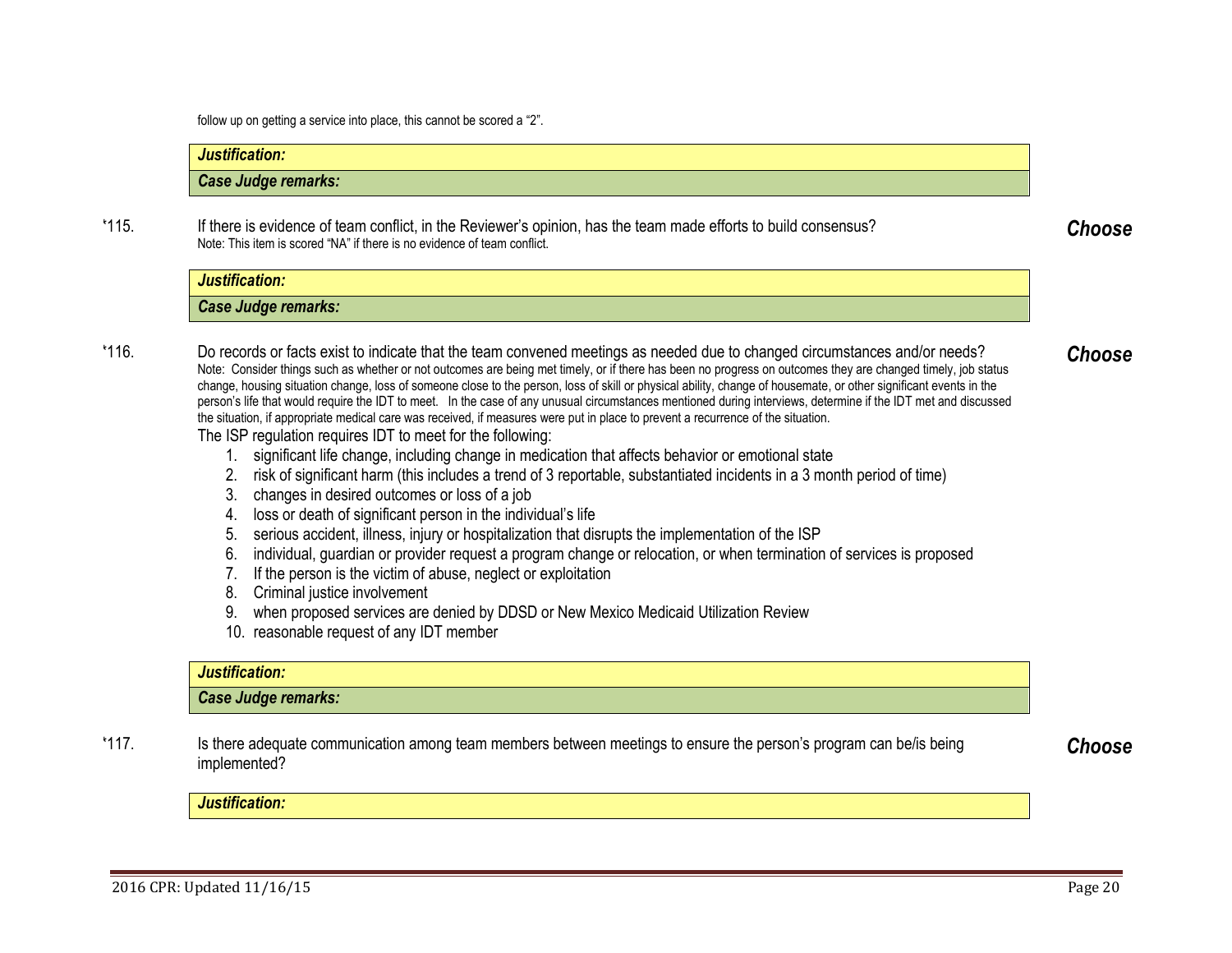follow up on getting a service into place, this cannot be scored a "2".

***Justification:***

***Case Judge remarks:***

'115. If there is evidence of team conflict, in the Reviewer's opinion, has the team made efforts to build consensus? ***Choose***

Note: This item is scored "NA" if there is no evidence of team conflict.

***Justification:***

***Case Judge remarks:***

'116. Do records or facts exist to indicate that the team convened meetings as needed due to changed circumstances and/or needs? ***Choose***

Note: Consider things such as whether or not outcomes are being met timely, or if there has been no progress on outcomes they are changed timely, job status change, housing situation change, loss of someone close to the person, loss of skill or physical ability, change of housemate, or other significant events in the person's life that would require the IDT to meet. In the case of any unusual circumstances mentioned during interviews, determine if the IDT met and discussed the situation, if appropriate medical care was received, if measures were put in place to prevent a recurrence of the situation.

The ISP regulation requires IDT to meet for the following:

1. significant life change, including change in medication that affects behavior or emotional state
2. risk of significant harm (this includes a trend of 3 reportable, substantiated incidents in a 3 month period of time)
3. changes in desired outcomes or loss of a job
4. loss or death of significant person in the individual's life
5. serious accident, illness, injury or hospitalization that disrupts the implementation of the ISP
6. individual, guardian or provider request a program change or relocation, or when termination of services is proposed
7. If the person is the victim of abuse, neglect or exploitation
8. Criminal justice involvement
9. when proposed services are denied by DDSD or New Mexico Medicaid Utilization Review
10. reasonable request of any IDT member

***Justification:***

***Case Judge remarks:***

'117. Is there adequate communication among team members between meetings to ensure the person's program can be/is being implemented? ***Choose***

***Justification:***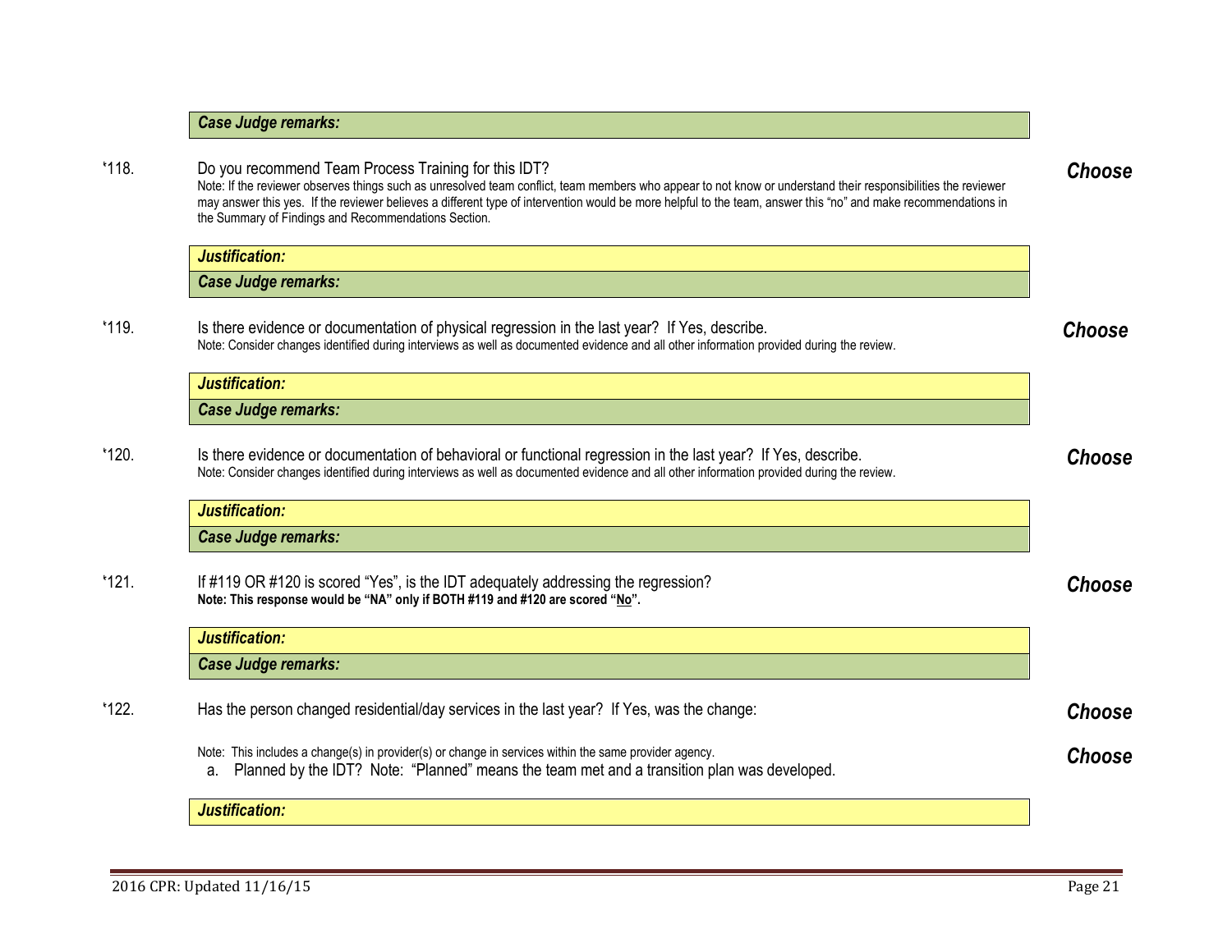***Case Judge remarks:***

‘118. Do you recommend Team Process Training for this IDT? ***Choose***

Note: If the reviewer observes things such as unresolved team conflict, team members who appear to not know or understand their responsibilities the reviewer may answer this yes. If the reviewer believes a different type of intervention would be more helpful to the team, answer this “no” and make recommendations in the Summary of Findings and Recommendations Section.

***Justification:***

***Case Judge remarks:***

‘119. Is there evidence or documentation of physical regression in the last year? If Yes, describe. ***Choose***

Note: Consider changes identified during interviews as well as documented evidence and all other information provided during the review.

***Justification:***

***Case Judge remarks:***

‘120. Is there evidence or documentation of behavioral or functional regression in the last year? If Yes, describe. ***Choose***

Note: Consider changes identified during interviews as well as documented evidence and all other information provided during the review.

***Justification:***

***Case Judge remarks:***

‘121. If #119 OR #120 is scored “Yes”, is the IDT adequately addressing the regression? ***Choose***

**Note: This response would be “NA” only if BOTH #119 and #120 are scored “<u>No</u>”.**

***Justification:***

***Case Judge remarks:***

‘122. Has the person changed residential/day services in the last year? If Yes, was the change: ***Choose***

Note: This includes a change(s) in provider(s) or change in services within the same provider agency.

a. Planned by the IDT? Note: “Planned” means the team met and a transition plan was developed. ***Choose***

***Justification:***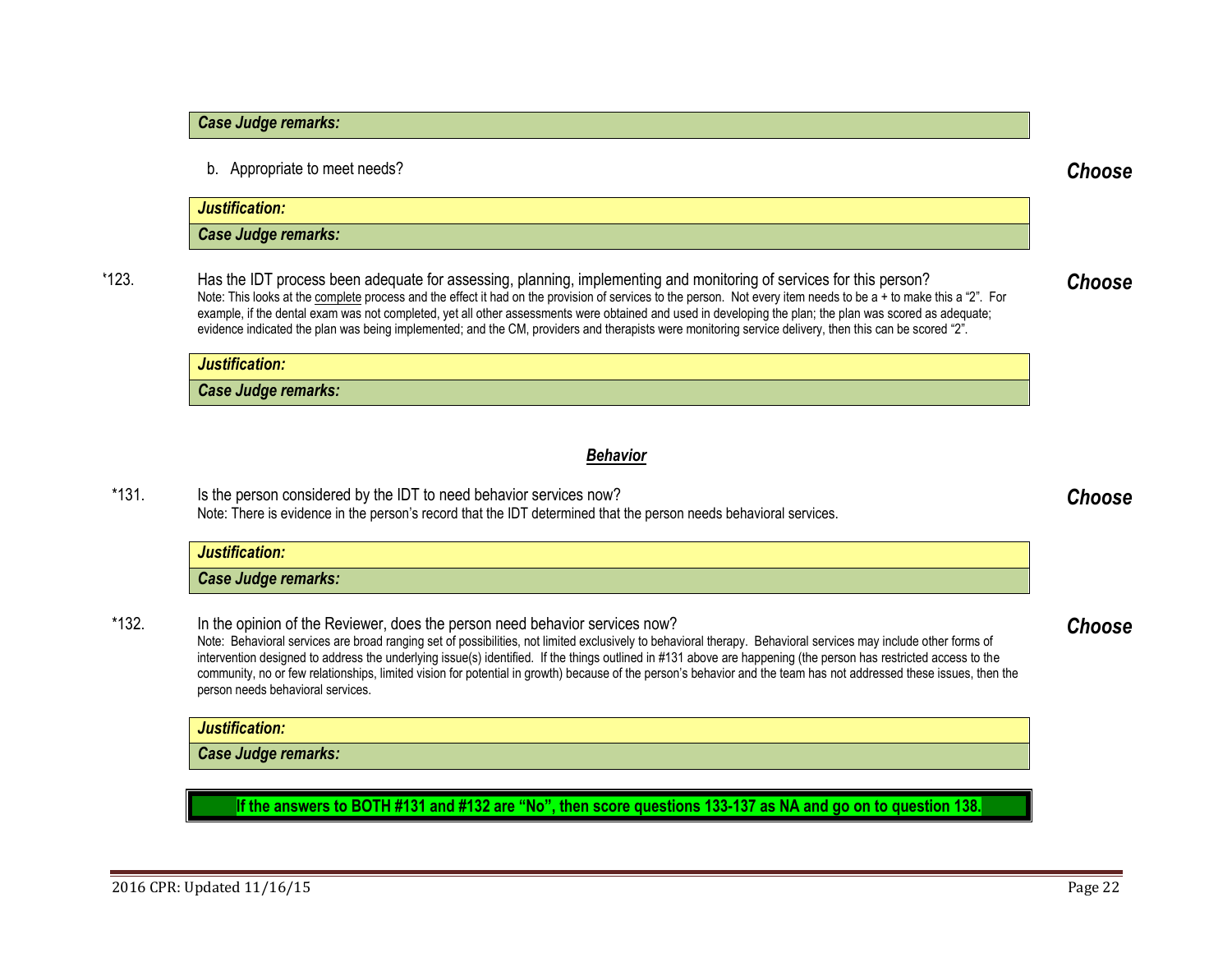***Case Judge remarks:***

b. Appropriate to meet needs? ***Choose***

***Justification:***

***Case Judge remarks:***

*123. Has the IDT process been adequate for assessing, planning, implementing and monitoring of services for this person? ***Choose***

Note: This looks at the complete process and the effect it had on the provision of services to the person. Not every item needs to be a + to make this a "2". For example, if the dental exam was not completed, yet all other assessments were obtained and used in developing the plan; the plan was scored as adequate; evidence indicated the plan was being implemented; and the CM, providers and therapists were monitoring service delivery, then this can be scored "2".

***Justification:***

***Case Judge remarks:***

## ***Behavior***

*131. Is the person considered by the IDT to need behavior services now? ***Choose***

Note: There is evidence in the person's record that the IDT determined that the person needs behavioral services.

***Justification:***

***Case Judge remarks:***

*132. In the opinion of the Reviewer, does the person need behavior services now? ***Choose***

Note: Behavioral services are broad ranging set of possibilities, not limited exclusively to behavioral therapy. Behavioral services may include other forms of intervention designed to address the underlying issue(s) identified. If the things outlined in #131 above are happening (the person has restricted access to the community, no or few relationships, limited vision for potential in growth) because of the person's behavior and the team has not addressed these issues, then the person needs behavioral services.

***Justification:***

***Case Judge remarks:***

**If the answers to BOTH #131 and #132 are "No", then score questions 133-137 as NA and go on to question 138.**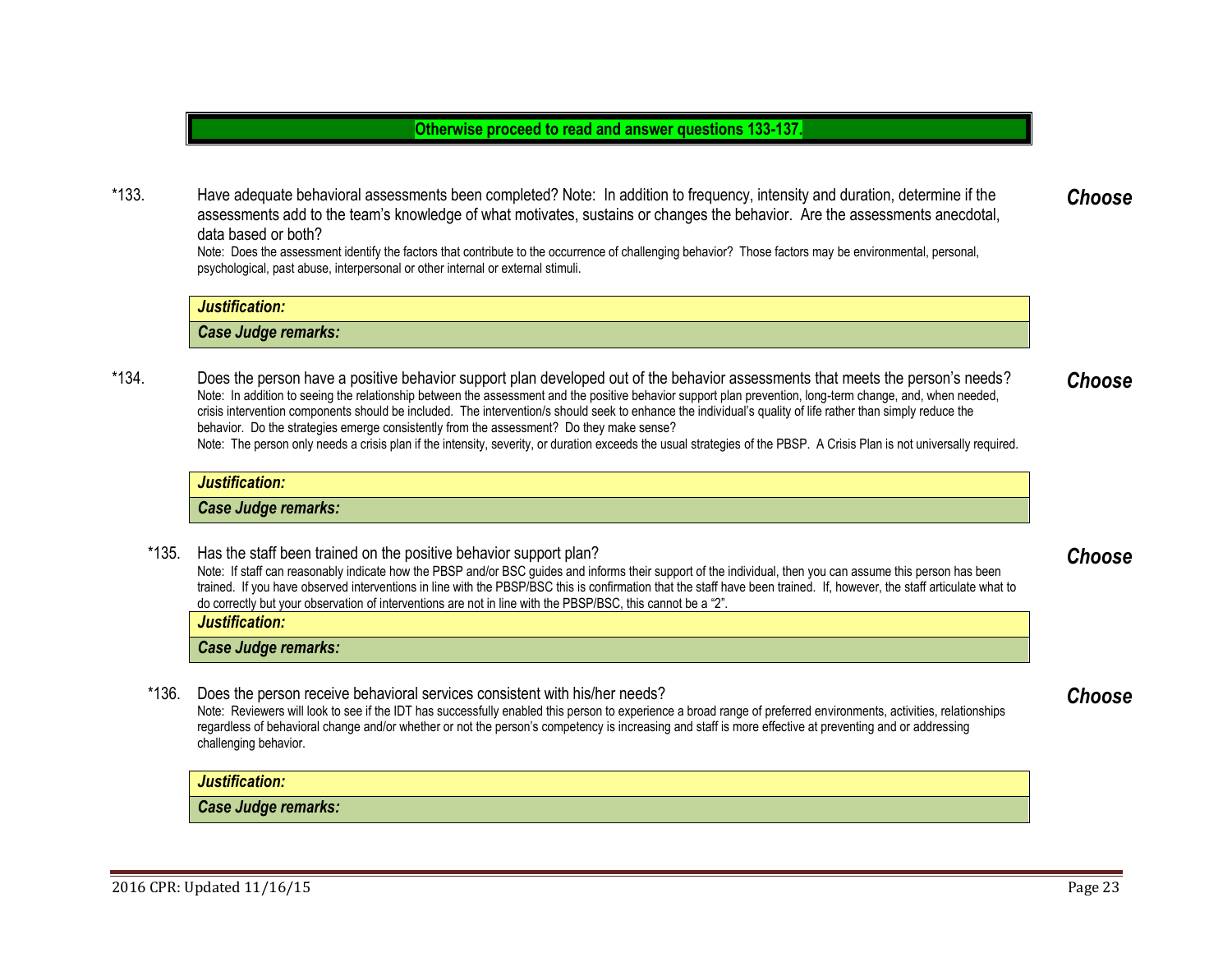**Otherwise proceed to read and answer questions 133-137.**

*133. Have adequate behavioral assessments been completed? Note: In addition to frequency, intensity and duration, determine if the assessments add to the team's knowledge of what motivates, sustains or changes the behavior. Are the assessments anecdotal, data based or both?

Note: Does the assessment identify the factors that contribute to the occurrence of challenging behavior? Those factors may be environmental, personal, psychological, past abuse, interpersonal or other internal or external stimuli.

***Choose***

***Justification:***

***Case Judge remarks:***

*134. Does the person have a positive behavior support plan developed out of the behavior assessments that meets the person's needs?

Note: In addition to seeing the relationship between the assessment and the positive behavior support plan prevention, long-term change, and, when needed, crisis intervention components should be included. The intervention/s should seek to enhance the individual's quality of life rather than simply reduce the behavior. Do the strategies emerge consistently from the assessment? Do they make sense?

Note: The person only needs a crisis plan if the intensity, severity, or duration exceeds the usual strategies of the PBSP. A Crisis Plan is not universally required.

***Choose***

***Justification:***

***Case Judge remarks:***

*135. Has the staff been trained on the positive behavior support plan?

Note: If staff can reasonably indicate how the PBSP and/or BSC guides and informs their support of the individual, then you can assume this person has been trained. If you have observed interventions in line with the PBSP/BSC this is confirmation that the staff have been trained. If, however, the staff articulate what to do correctly but your observation of interventions are not in line with the PBSP/BSC, this cannot be a "2".

***Choose***

***Justification:***

***Case Judge remarks:***

*136. Does the person receive behavioral services consistent with his/her needs?

Note: Reviewers will look to see if the IDT has successfully enabled this person to experience a broad range of preferred environments, activities, relationships regardless of behavioral change and/or whether or not the person's competency is increasing and staff is more effective at preventing and or addressing challenging behavior.

***Choose***

***Justification:***

***Case Judge remarks:***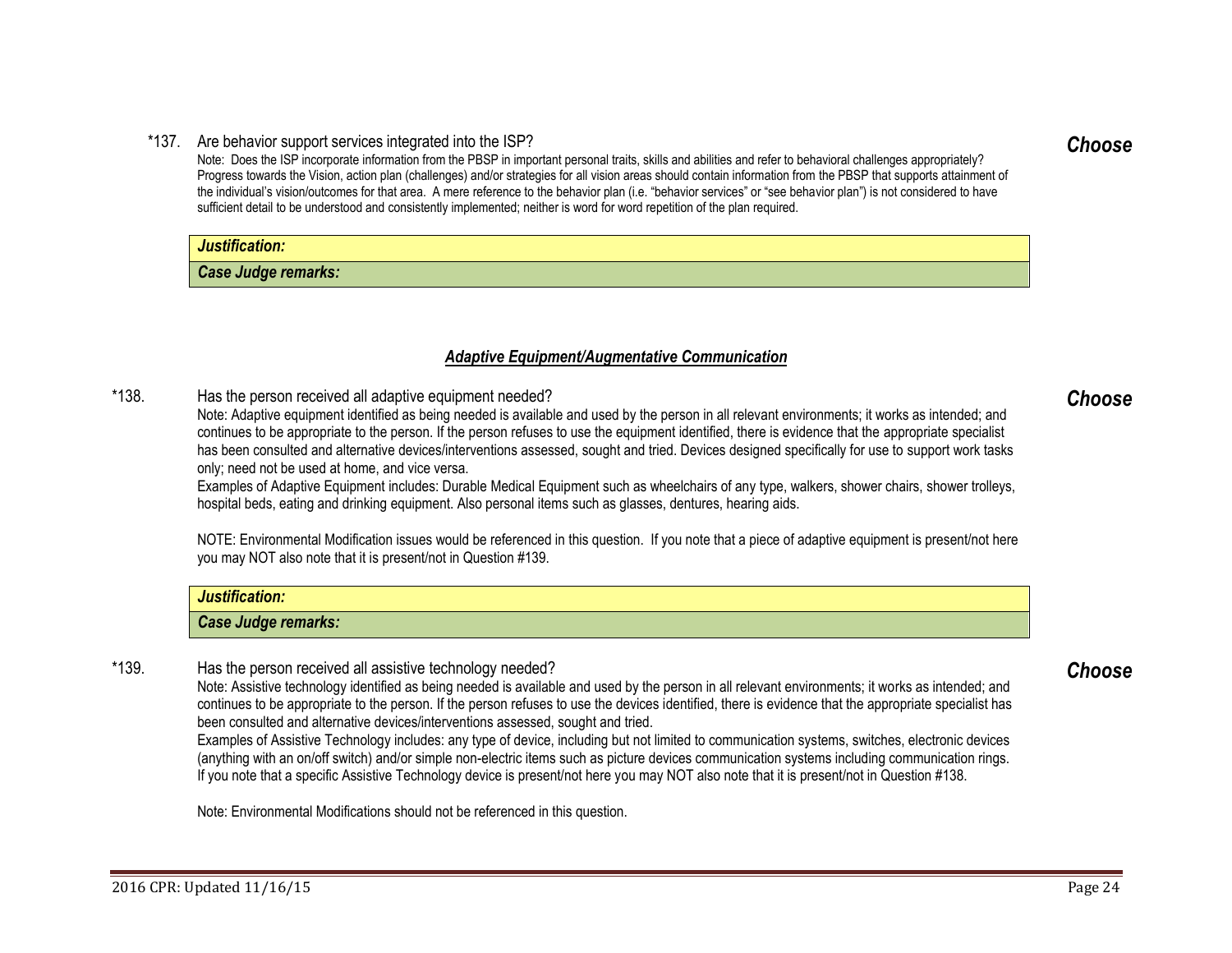*137. Are behavior support services integrated into the ISP?

Note: Does the ISP incorporate information from the PBSP in important personal traits, skills and abilities and refer to behavioral challenges appropriately? Progress towards the Vision, action plan (challenges) and/or strategies for all vision areas should contain information from the PBSP that supports attainment of the individual's vision/outcomes for that area. A mere reference to the behavior plan (i.e. "behavior services" or "see behavior plan") is not considered to have sufficient detail to be understood and consistently implemented; neither is word for word repetition of the plan required.

***Choose***

| ***Justification:*** |
| --- |
| ***Case Judge remarks:*** |

## ***Adaptive Equipment/Augmentative Communication***

*138. Has the person received all adaptive equipment needed?

Note: Adaptive equipment identified as being needed is available and used by the person in all relevant environments; it works as intended; and continues to be appropriate to the person. If the person refuses to use the equipment identified, there is evidence that the appropriate specialist has been consulted and alternative devices/interventions assessed, sought and tried. Devices designed specifically for use to support work tasks only; need not be used at home, and vice versa.

Examples of Adaptive Equipment includes: Durable Medical Equipment such as wheelchairs of any type, walkers, shower chairs, shower trolleys, hospital beds, eating and drinking equipment. Also personal items such as glasses, dentures, hearing aids.

NOTE: Environmental Modification issues would be referenced in this question. If you note that a piece of adaptive equipment is present/not here you may NOT also note that it is present/not in Question #139.

***Choose***

| ***Justification:*** |
| --- |
| ***Case Judge remarks:*** |

*139. Has the person received all assistive technology needed?

Note: Assistive technology identified as being needed is available and used by the person in all relevant environments; it works as intended; and continues to be appropriate to the person. If the person refuses to use the devices identified, there is evidence that the appropriate specialist has been consulted and alternative devices/interventions assessed, sought and tried.

Examples of Assistive Technology includes: any type of device, including but not limited to communication systems, switches, electronic devices (anything with an on/off switch) and/or simple non-electric items such as picture devices communication systems including communication rings. If you note that a specific Assistive Technology device is present/not here you may NOT also note that it is present/not in Question #138.

Note: Environmental Modifications should not be referenced in this question.

***Choose***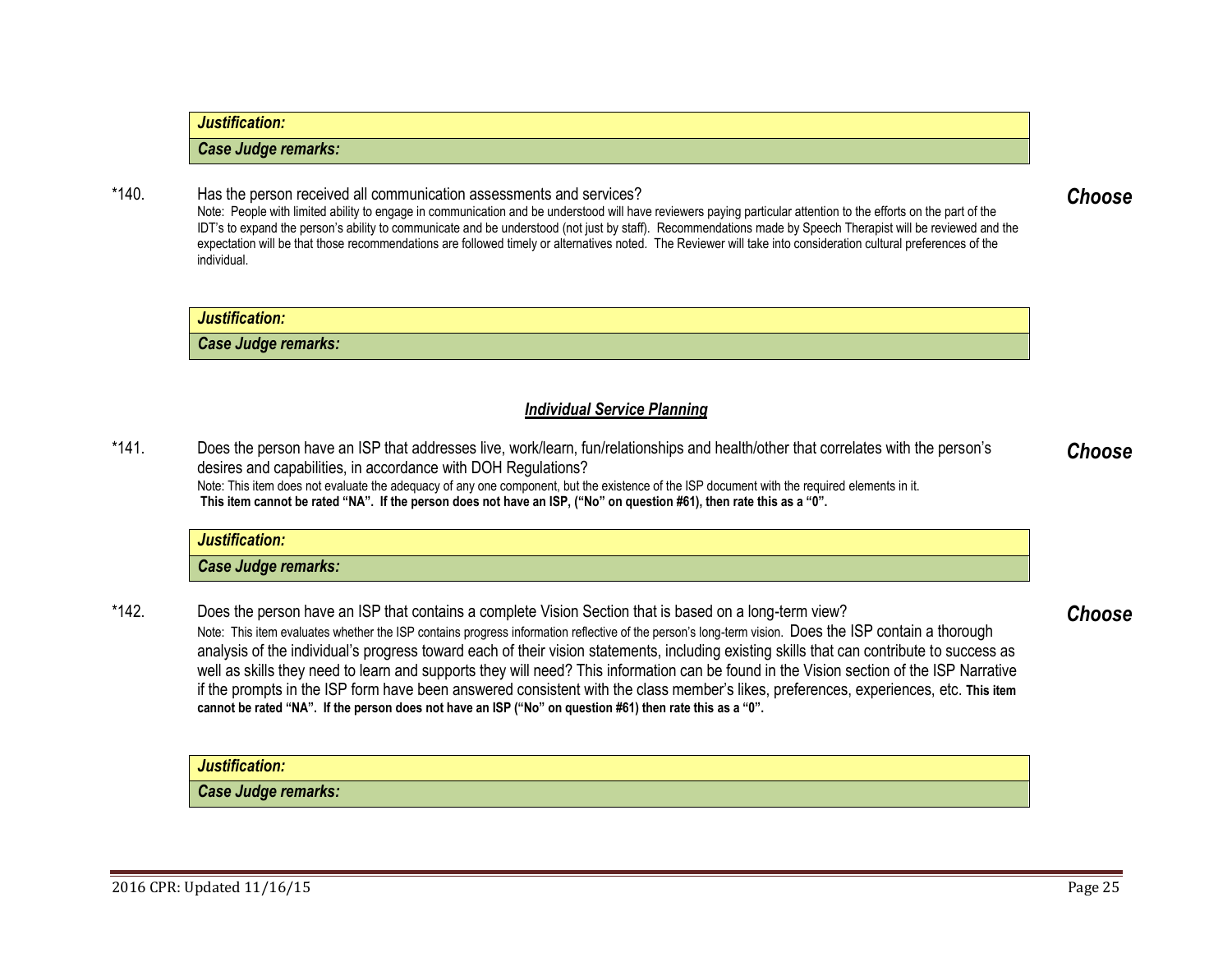***Justification:***

***Case Judge remarks:***

*140. Has the person received all communication assessments and services?

Note: People with limited ability to engage in communication and be understood will have reviewers paying particular attention to the efforts on the part of the IDT's to expand the person's ability to communicate and be understood (not just by staff). Recommendations made by Speech Therapist will be reviewed and the expectation will be that those recommendations are followed timely or alternatives noted. The Reviewer will take into consideration cultural preferences of the individual.

***Choose***

***Justification:***

***Case Judge remarks:***

## ***Individual Service Planning***

*141. Does the person have an ISP that addresses live, work/learn, fun/relationships and health/other that correlates with the person's desires and capabilities, in accordance with DOH Regulations?

Note: This item does not evaluate the adequacy of any one component, but the existence of the ISP document with the required elements in it.
**This item cannot be rated "NA". If the person does not have an ISP, ("No" on question #61), then rate this as a "0".**

***Choose***

***Justification:***

***Case Judge remarks:***

*142. Does the person have an ISP that contains a complete Vision Section that is based on a long-term view?

Note: This item evaluates whether the ISP contains progress information reflective of the person's long-term vision. Does the ISP contain a thorough analysis of the individual's progress toward each of their vision statements, including existing skills that can contribute to success as well as skills they need to learn and supports they will need? This information can be found in the Vision section of the ISP Narrative if the prompts in the ISP form have been answered consistent with the class member's likes, preferences, experiences, etc. **This item cannot be rated "NA". If the person does not have an ISP ("No" on question #61) then rate this as a "0".**

***Choose***

***Justification:***

***Case Judge remarks:***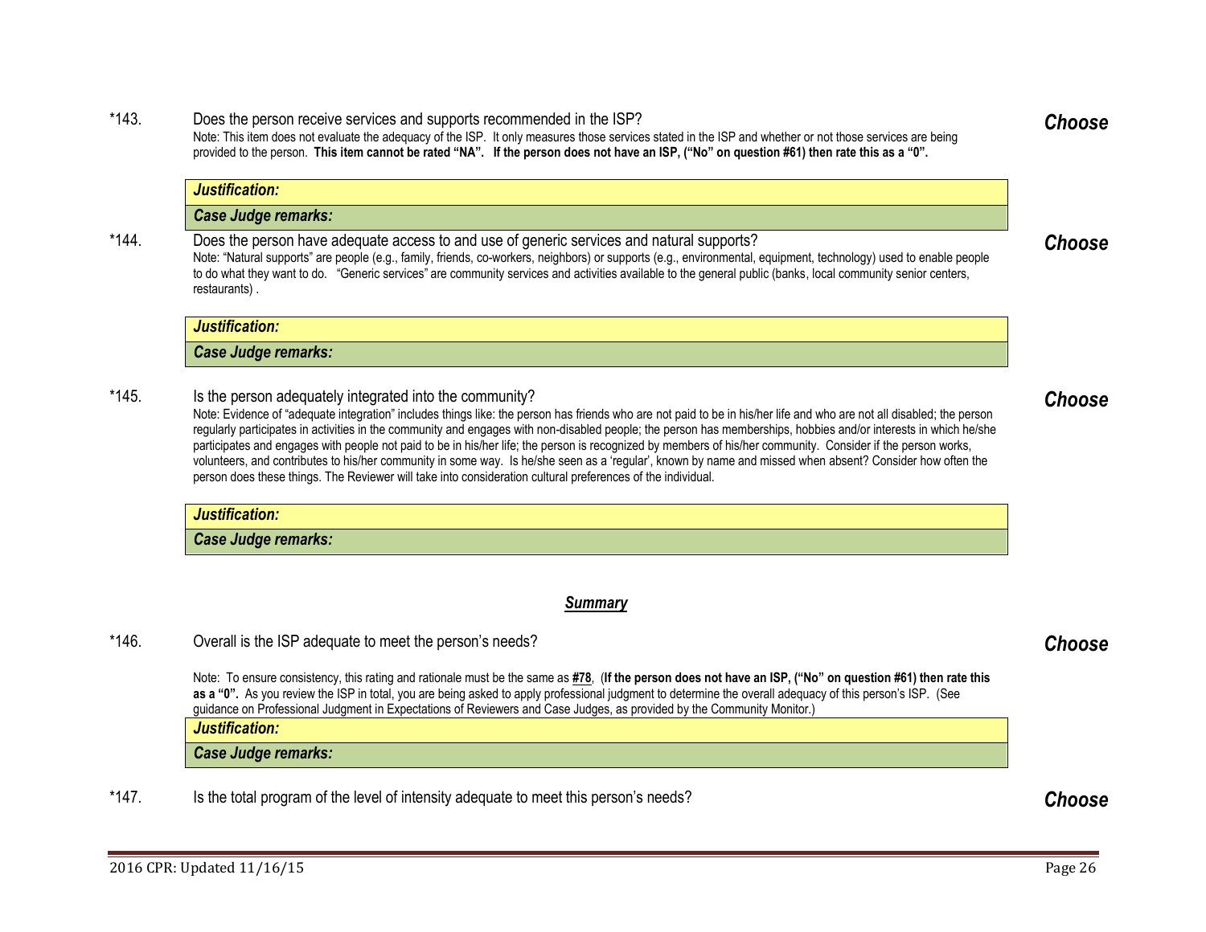*143. Does the person receive services and supports recommended in the ISP? ***Choose***

Note: This item does not evaluate the adequacy of the ISP. It only measures those services stated in the ISP and whether or not those services are being provided to the person. **This item cannot be rated "NA". If the person does not have an ISP, ("No" on question #61) then rate this as a "0".**

***Justification:***

***Case Judge remarks:***

*144. Does the person have adequate access to and use of generic services and natural supports? ***Choose***

Note: "Natural supports" are people (e.g., family, friends, co-workers, neighbors) or supports (e.g., environmental, equipment, technology) used to enable people to do what they want to do. "Generic services" are community services and activities available to the general public (banks, local community senior centers, restaurants) .

***Justification:***

***Case Judge remarks:***

*145. Is the person adequately integrated into the community? ***Choose***

Note: Evidence of "adequate integration" includes things like: the person has friends who are not paid to be in his/her life and who are not all disabled; the person regularly participates in activities in the community and engages with non-disabled people; the person has memberships, hobbies and/or interests in which he/she participates and engages with people not paid to be in his/her life; the person is recognized by members of his/her community. Consider if the person works, volunteers, and contributes to his/her community in some way. Is he/she seen as a 'regular', known by name and missed when absent? Consider how often the person does these things. The Reviewer will take into consideration cultural preferences of the individual.

***Justification:***

***Case Judge remarks:***

## ***Summary***

*146. Overall is the ISP adequate to meet the person's needs? ***Choose***

Note: To ensure consistency, this rating and rationale must be the same as **#78**, (**If the person does not have an ISP, ("No" on question #61) then rate this as a "0".** As you review the ISP in total, you are being asked to apply professional judgment to determine the overall adequacy of this person's ISP. (See guidance on Professional Judgment in Expectations of Reviewers and Case Judges, as provided by the Community Monitor.)

***Justification:***

***Case Judge remarks:***

*147. Is the total program of the level of intensity adequate to meet this person's needs? ***Choose***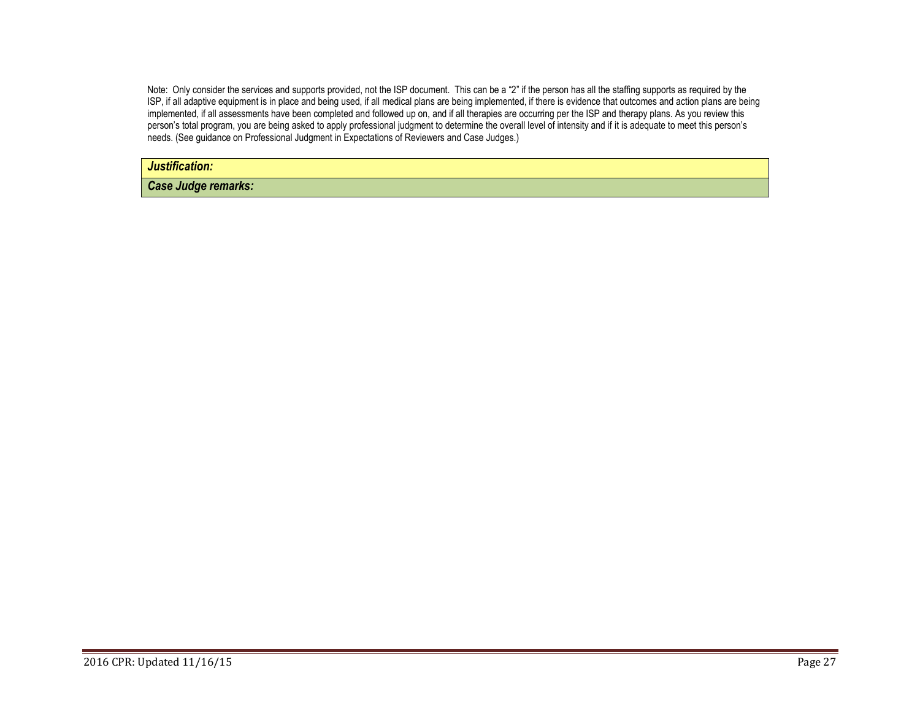Note: Only consider the services and supports provided, not the ISP document. This can be a "2" if the person has all the staffing supports as required by the ISP, if all adaptive equipment is in place and being used, if all medical plans are being implemented, if there is evidence that outcomes and action plans are being implemented, if all assessments have been completed and followed up on, and if all therapies are occurring per the ISP and therapy plans. As you review this person's total program, you are being asked to apply professional judgment to determine the overall level of intensity and if it is adequate to meet this person's needs. (See guidance on Professional Judgment in Expectations of Reviewers and Case Judges.)

| ***Justification:*** |
|---|
| ***Case Judge remarks:*** |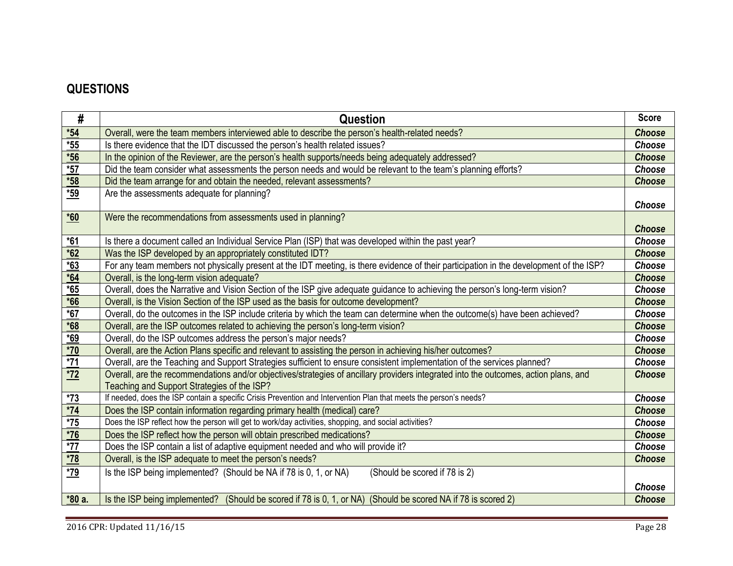## QUESTIONS

| # | Question | Score |
|---|---|---|
| *54 | Overall, were the team members interviewed able to describe the person's health-related needs? | ***Choose*** |
| *55 | Is there evidence that the IDT discussed the person's health related issues? | ***Choose*** |
| *56 | In the opinion of the Reviewer, are the person's health supports/needs being adequately addressed? | ***Choose*** |
| *57 | Did the team consider what assessments the person needs and would be relevant to the team's planning efforts? | ***Choose*** |
| *58 | Did the team arrange for and obtain the needed, relevant assessments? | ***Choose*** |
| *59 | Are the assessments adequate for planning? | ***Choose*** |
| *60 | Were the recommendations from assessments used in planning? | ***Choose*** |
| *61 | Is there a document called an Individual Service Plan (ISP) that was developed within the past year? | ***Choose*** |
| *62 | Was the ISP developed by an appropriately constituted IDT? | ***Choose*** |
| *63 | For any team members not physically present at the IDT meeting, is there evidence of their participation in the development of the ISP? | ***Choose*** |
| *64 | Overall, is the long-term vision adequate? | ***Choose*** |
| *65 | Overall, does the Narrative and Vision Section of the ISP give adequate guidance to achieving the person's long-term vision? | ***Choose*** |
| *66 | Overall, is the Vision Section of the ISP used as the basis for outcome development? | ***Choose*** |
| *67 | Overall, do the outcomes in the ISP include criteria by which the team can determine when the outcome(s) have been achieved? | ***Choose*** |
| *68 | Overall, are the ISP outcomes related to achieving the person's long-term vision? | ***Choose*** |
| *69 | Overall, do the ISP outcomes address the person's major needs? | ***Choose*** |
| *70 | Overall, are the Action Plans specific and relevant to assisting the person in achieving his/her outcomes? | ***Choose*** |
| *71 | Overall, are the Teaching and Support Strategies sufficient to ensure consistent implementation of the services planned? | ***Choose*** |
| *72 | Overall, are the recommendations and/or objectives/strategies of ancillary providers integrated into the outcomes, action plans, and Teaching and Support Strategies of the ISP? | ***Choose*** |
| *73 | If needed, does the ISP contain a specific Crisis Prevention and Intervention Plan that meets the person's needs? | ***Choose*** |
| *74 | Does the ISP contain information regarding primary health (medical) care? | ***Choose*** |
| *75 | Does the ISP reflect how the person will get to work/day activities, shopping, and social activities? | ***Choose*** |
| *76 | Does the ISP reflect how the person will obtain prescribed medications? | ***Choose*** |
| *77 | Does the ISP contain a list of adaptive equipment needed and who will provide it? | ***Choose*** |
| *78 | Overall, is the ISP adequate to meet the person's needs? | ***Choose*** |
| *79 | Is the ISP being implemented? (Should be NA if 78 is 0, 1, or NA) (Should be scored if 78 is 2) | ***Choose*** |
| *80 a. | Is the ISP being implemented? (Should be scored if 78 is 0, 1, or NA) (Should be scored NA if 78 is scored 2) | ***Choose*** |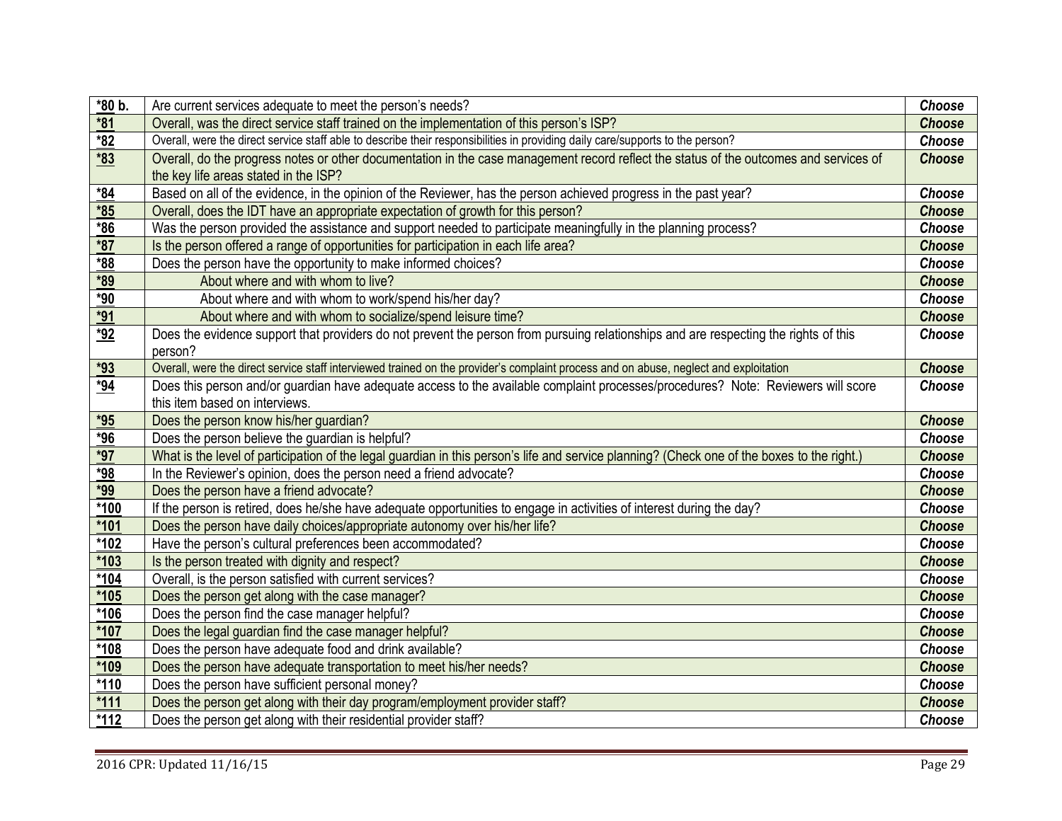| | | |
|---|---|---|
| *80 b. | Are current services adequate to meet the person's needs? | *Choose* |
| *81 | Overall, was the direct service staff trained on the implementation of this person's ISP? | *Choose* |
| *82 | Overall, were the direct service staff able to describe their responsibilities in providing daily care/supports to the person? | *Choose* |
| *83 | Overall, do the progress notes or other documentation in the case management record reflect the status of the outcomes and services of the key life areas stated in the ISP? | *Choose* |
| *84 | Based on all of the evidence, in the opinion of the Reviewer, has the person achieved progress in the past year? | *Choose* |
| *85 | Overall, does the IDT have an appropriate expectation of growth for this person? | *Choose* |
| *86 | Was the person provided the assistance and support needed to participate meaningfully in the planning process? | *Choose* |
| *87 | Is the person offered a range of opportunities for participation in each life area? | *Choose* |
| *88 | Does the person have the opportunity to make informed choices? | *Choose* |
| *89 | About where and with whom to live? | *Choose* |
| *90 | About where and with whom to work/spend his/her day? | *Choose* |
| *91 | About where and with whom to socialize/spend leisure time? | *Choose* |
| *92 | Does the evidence support that providers do not prevent the person from pursuing relationships and are respecting the rights of this person? | *Choose* |
| *93 | Overall, were the direct service staff interviewed trained on the provider's complaint process and on abuse, neglect and exploitation | *Choose* |
| *94 | Does this person and/or guardian have adequate access to the available complaint processes/procedures? Note: Reviewers will score this item based on interviews. | *Choose* |
| *95 | Does the person know his/her guardian? | *Choose* |
| *96 | Does the person believe the guardian is helpful? | *Choose* |
| *97 | What is the level of participation of the legal guardian in this person's life and service planning? (Check one of the boxes to the right.) | *Choose* |
| *98 | In the Reviewer's opinion, does the person need a friend advocate? | *Choose* |
| *99 | Does the person have a friend advocate? | *Choose* |
| *100 | If the person is retired, does he/she have adequate opportunities to engage in activities of interest during the day? | *Choose* |
| *101 | Does the person have daily choices/appropriate autonomy over his/her life? | *Choose* |
| *102 | Have the person's cultural preferences been accommodated? | *Choose* |
| *103 | Is the person treated with dignity and respect? | *Choose* |
| *104 | Overall, is the person satisfied with current services? | *Choose* |
| *105 | Does the person get along with the case manager? | *Choose* |
| *106 | Does the person find the case manager helpful? | *Choose* |
| *107 | Does the legal guardian find the case manager helpful? | *Choose* |
| *108 | Does the person have adequate food and drink available? | *Choose* |
| *109 | Does the person have adequate transportation to meet his/her needs? | *Choose* |
| *110 | Does the person have sufficient personal money? | *Choose* |
| *111 | Does the person get along with their day program/employment provider staff? | *Choose* |
| *112 | Does the person get along with their residential provider staff? | *Choose* |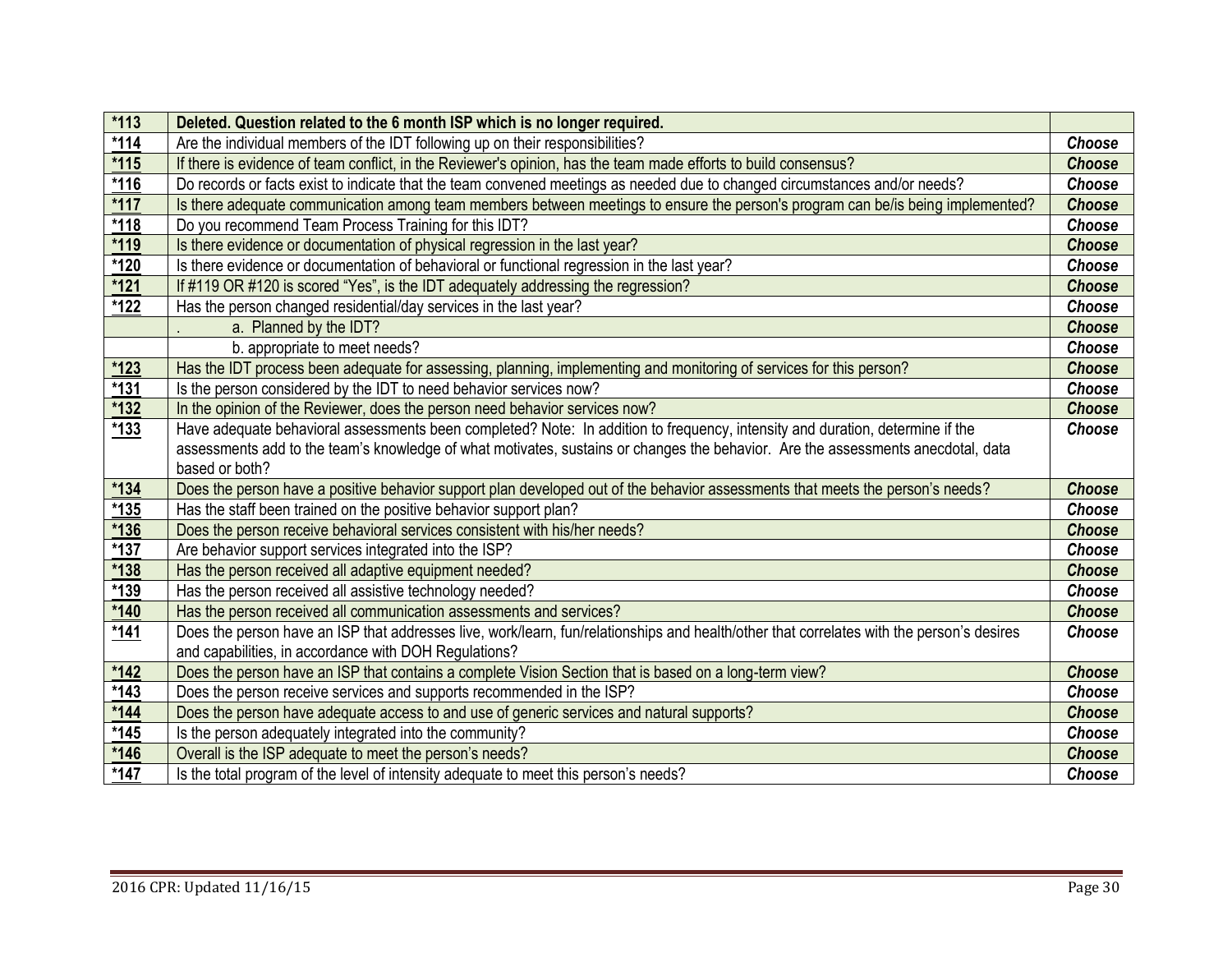| | | |
|---|---|---|
| *113 | **Deleted. Question related to the 6 month ISP which is no longer required.** | |
| *114 | Are the individual members of the IDT following up on their responsibilities? | ***Choose*** |
| *115 | If there is evidence of team conflict, in the Reviewer's opinion, has the team made efforts to build consensus? | ***Choose*** |
| *116 | Do records or facts exist to indicate that the team convened meetings as needed due to changed circumstances and/or needs? | ***Choose*** |
| *117 | Is there adequate communication among team members between meetings to ensure the person's program can be/is being implemented? | ***Choose*** |
| *118 | Do you recommend Team Process Training for this IDT? | ***Choose*** |
| *119 | Is there evidence or documentation of physical regression in the last year? | ***Choose*** |
| *120 | Is there evidence or documentation of behavioral or functional regression in the last year? | ***Choose*** |
| *121 | If #119 OR #120 is scored "Yes", is the IDT adequately addressing the regression? | ***Choose*** |
| *122 | Has the person changed residential/day services in the last year? | ***Choose*** |
| | . a. Planned by the IDT? | ***Choose*** |
| | b. appropriate to meet needs? | ***Choose*** |
| *123 | Has the IDT process been adequate for assessing, planning, implementing and monitoring of services for this person? | ***Choose*** |
| *131 | Is the person considered by the IDT to need behavior services now? | ***Choose*** |
| *132 | In the opinion of the Reviewer, does the person need behavior services now? | ***Choose*** |
| *133 | Have adequate behavioral assessments been completed? Note: In addition to frequency, intensity and duration, determine if the assessments add to the team's knowledge of what motivates, sustains or changes the behavior. Are the assessments anecdotal, data based or both? | ***Choose*** |
| *134 | Does the person have a positive behavior support plan developed out of the behavior assessments that meets the person's needs? | ***Choose*** |
| *135 | Has the staff been trained on the positive behavior support plan? | ***Choose*** |
| *136 | Does the person receive behavioral services consistent with his/her needs? | ***Choose*** |
| *137 | Are behavior support services integrated into the ISP? | ***Choose*** |
| *138 | Has the person received all adaptive equipment needed? | ***Choose*** |
| *139 | Has the person received all assistive technology needed? | ***Choose*** |
| *140 | Has the person received all communication assessments and services? | ***Choose*** |
| *141 | Does the person have an ISP that addresses live, work/learn, fun/relationships and health/other that correlates with the person's desires and capabilities, in accordance with DOH Regulations? | ***Choose*** |
| *142 | Does the person have an ISP that contains a complete Vision Section that is based on a long-term view? | ***Choose*** |
| *143 | Does the person receive services and supports recommended in the ISP? | ***Choose*** |
| *144 | Does the person have adequate access to and use of generic services and natural supports? | ***Choose*** |
| *145 | Is the person adequately integrated into the community? | ***Choose*** |
| *146 | Overall is the ISP adequate to meet the person's needs? | ***Choose*** |
| *147 | Is the total program of the level of intensity adequate to meet this person's needs? | ***Choose*** |

2016 CPR: Updated 11/16/15